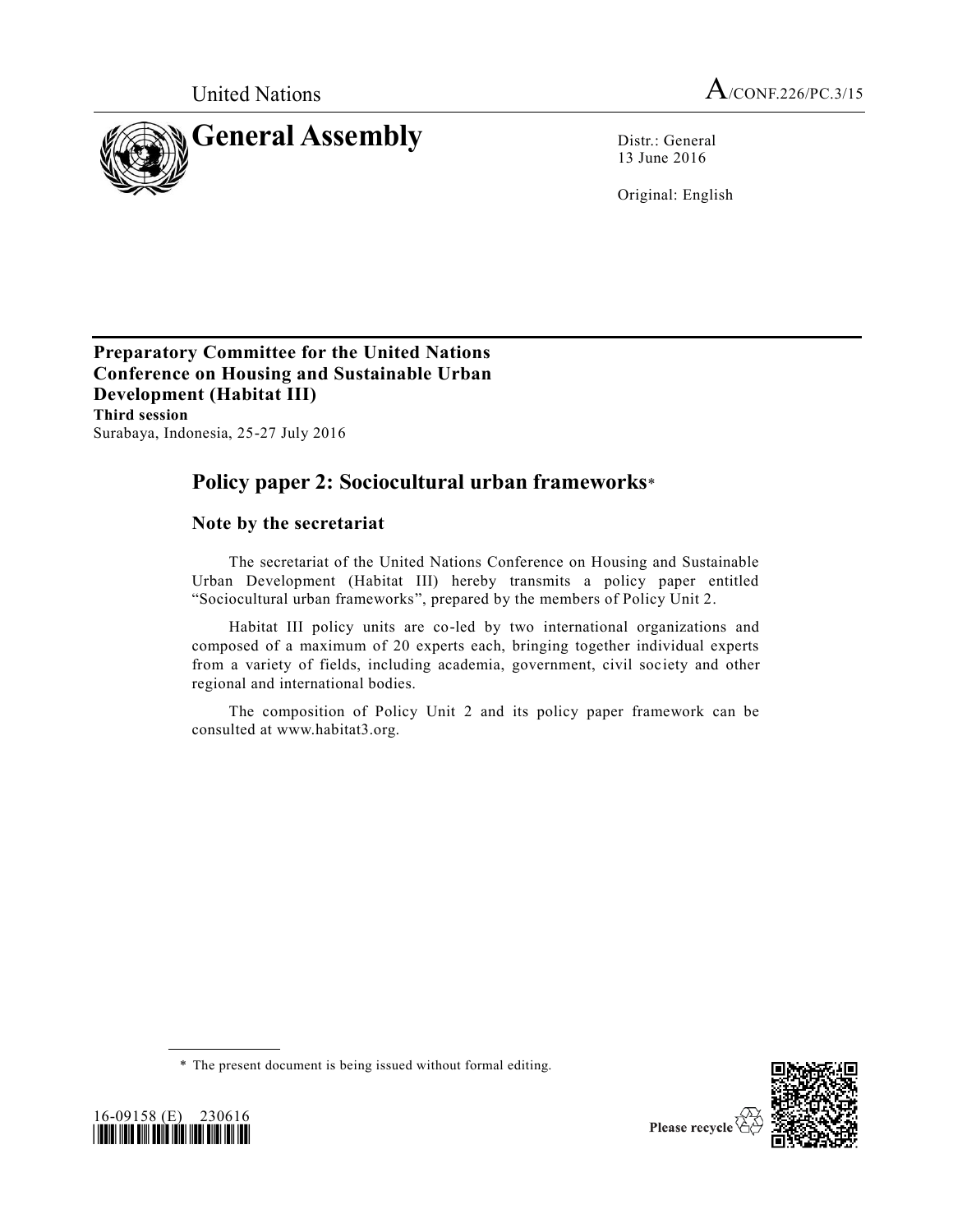United Nations

A/CONF.226/PC.3/15

# General Assembly

Distr.: General
13 June 2016

Original: English

**Preparatory Committee for the United Nations Conference on Housing and Sustainable Urban Development (Habitat III)**
**Third session**
Surabaya, Indonesia, 25-27 July 2016

## Policy paper 2: Sociocultural urban frameworks*

### Note by the secretariat

The secretariat of the United Nations Conference on Housing and Sustainable Urban Development (Habitat III) hereby transmits a policy paper entitled "Sociocultural urban frameworks", prepared by the members of Policy Unit 2.

Habitat III policy units are co-led by two international organizations and composed of a maximum of 20 experts each, bringing together individual experts from a variety of fields, including academia, government, civil society and other regional and international bodies.

The composition of Policy Unit 2 and its policy paper framework can be consulted at www.habitat3.org.

\* The present document is being issued without formal editing.

16-09158 (E) 230616

Please recycle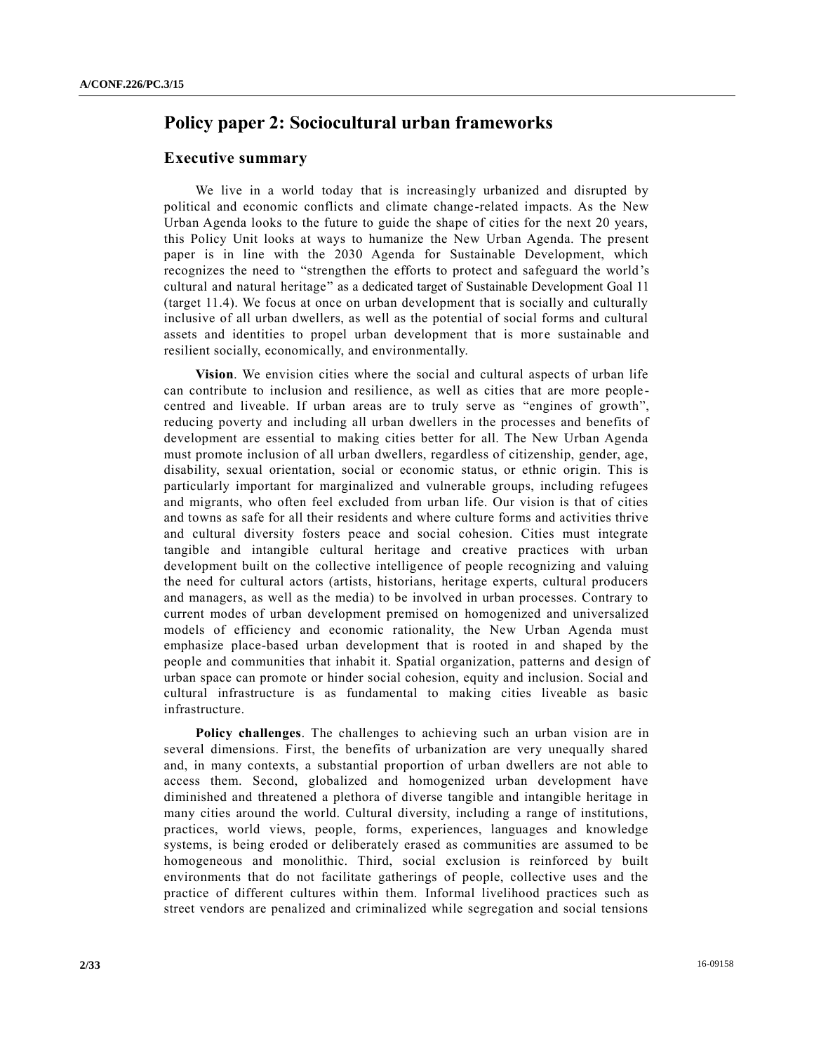# Policy paper 2: Sociocultural urban frameworks

## Executive summary

We live in a world today that is increasingly urbanized and disrupted by political and economic conflicts and climate change-related impacts. As the New Urban Agenda looks to the future to guide the shape of cities for the next 20 years, this Policy Unit looks at ways to humanize the New Urban Agenda. The present paper is in line with the 2030 Agenda for Sustainable Development, which recognizes the need to "strengthen the efforts to protect and safeguard the world's cultural and natural heritage" as a dedicated target of Sustainable Development Goal 11 (target 11.4). We focus at once on urban development that is socially and culturally inclusive of all urban dwellers, as well as the potential of social forms and cultural assets and identities to propel urban development that is more sustainable and resilient socially, economically, and environmentally.

**Vision**. We envision cities where the social and cultural aspects of urban life can contribute to inclusion and resilience, as well as cities that are more people-centred and liveable. If urban areas are to truly serve as "engines of growth", reducing poverty and including all urban dwellers in the processes and benefits of development are essential to making cities better for all. The New Urban Agenda must promote inclusion of all urban dwellers, regardless of citizenship, gender, age, disability, sexual orientation, social or economic status, or ethnic origin. This is particularly important for marginalized and vulnerable groups, including refugees and migrants, who often feel excluded from urban life. Our vision is that of cities and towns as safe for all their residents and where culture forms and activities thrive and cultural diversity fosters peace and social cohesion. Cities must integrate tangible and intangible cultural heritage and creative practices with urban development built on the collective intelligence of people recognizing and valuing the need for cultural actors (artists, historians, heritage experts, cultural producers and managers, as well as the media) to be involved in urban processes. Contrary to current modes of urban development premised on homogenized and universalized models of efficiency and economic rationality, the New Urban Agenda must emphasize place-based urban development that is rooted in and shaped by the people and communities that inhabit it. Spatial organization, patterns and design of urban space can promote or hinder social cohesion, equity and inclusion. Social and cultural infrastructure is as fundamental to making cities liveable as basic infrastructure.

**Policy challenges**. The challenges to achieving such an urban vision are in several dimensions. First, the benefits of urbanization are very unequally shared and, in many contexts, a substantial proportion of urban dwellers are not able to access them. Second, globalized and homogenized urban development have diminished and threatened a plethora of diverse tangible and intangible heritage in many cities around the world. Cultural diversity, including a range of institutions, practices, world views, people, forms, experiences, languages and knowledge systems, is being eroded or deliberately erased as communities are assumed to be homogeneous and monolithic. Third, social exclusion is reinforced by built environments that do not facilitate gatherings of people, collective uses and the practice of different cultures within them. Informal livelihood practices such as street vendors are penalized and criminalized while segregation and social tensions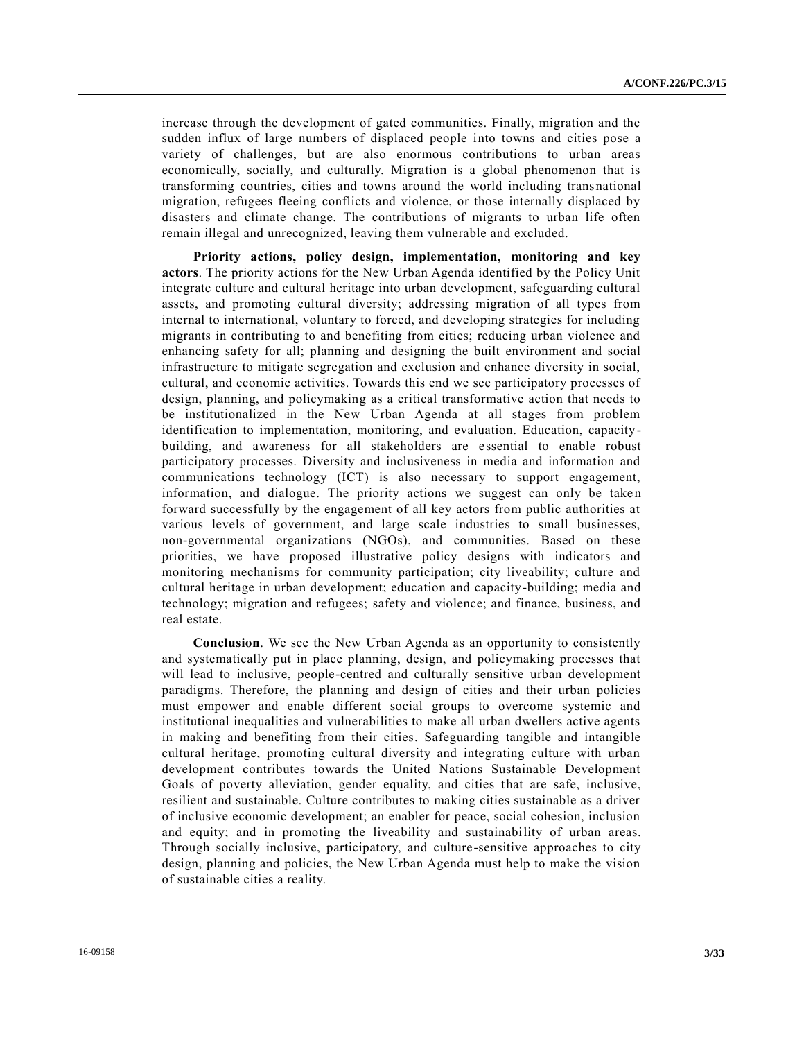increase through the development of gated communities. Finally, migration and the sudden influx of large numbers of displaced people into towns and cities pose a variety of challenges, but are also enormous contributions to urban areas economically, socially, and culturally. Migration is a global phenomenon that is transforming countries, cities and towns around the world including transnational migration, refugees fleeing conflicts and violence, or those internally displaced by disasters and climate change. The contributions of migrants to urban life often remain illegal and unrecognized, leaving them vulnerable and excluded.

**Priority actions, policy design, implementation, monitoring and key actors**. The priority actions for the New Urban Agenda identified by the Policy Unit integrate culture and cultural heritage into urban development, safeguarding cultural assets, and promoting cultural diversity; addressing migration of all types from internal to international, voluntary to forced, and developing strategies for including migrants in contributing to and benefiting from cities; reducing urban violence and enhancing safety for all; planning and designing the built environment and social infrastructure to mitigate segregation and exclusion and enhance diversity in social, cultural, and economic activities. Towards this end we see participatory processes of design, planning, and policymaking as a critical transformative action that needs to be institutionalized in the New Urban Agenda at all stages from problem identification to implementation, monitoring, and evaluation. Education, capacity-building, and awareness for all stakeholders are essential to enable robust participatory processes. Diversity and inclusiveness in media and information and communications technology (ICT) is also necessary to support engagement, information, and dialogue. The priority actions we suggest can only be taken forward successfully by the engagement of all key actors from public authorities at various levels of government, and large scale industries to small businesses, non-governmental organizations (NGOs), and communities. Based on these priorities, we have proposed illustrative policy designs with indicators and monitoring mechanisms for community participation; city liveability; culture and cultural heritage in urban development; education and capacity-building; media and technology; migration and refugees; safety and violence; and finance, business, and real estate.

**Conclusion**. We see the New Urban Agenda as an opportunity to consistently and systematically put in place planning, design, and policymaking processes that will lead to inclusive, people-centred and culturally sensitive urban development paradigms. Therefore, the planning and design of cities and their urban policies must empower and enable different social groups to overcome systemic and institutional inequalities and vulnerabilities to make all urban dwellers active agents in making and benefiting from their cities. Safeguarding tangible and intangible cultural heritage, promoting cultural diversity and integrating culture with urban development contributes towards the United Nations Sustainable Development Goals of poverty alleviation, gender equality, and cities that are safe, inclusive, resilient and sustainable. Culture contributes to making cities sustainable as a driver of inclusive economic development; an enabler for peace, social cohesion, inclusion and equity; and in promoting the liveability and sustainability of urban areas. Through socially inclusive, participatory, and culture-sensitive approaches to city design, planning and policies, the New Urban Agenda must help to make the vision of sustainable cities a reality.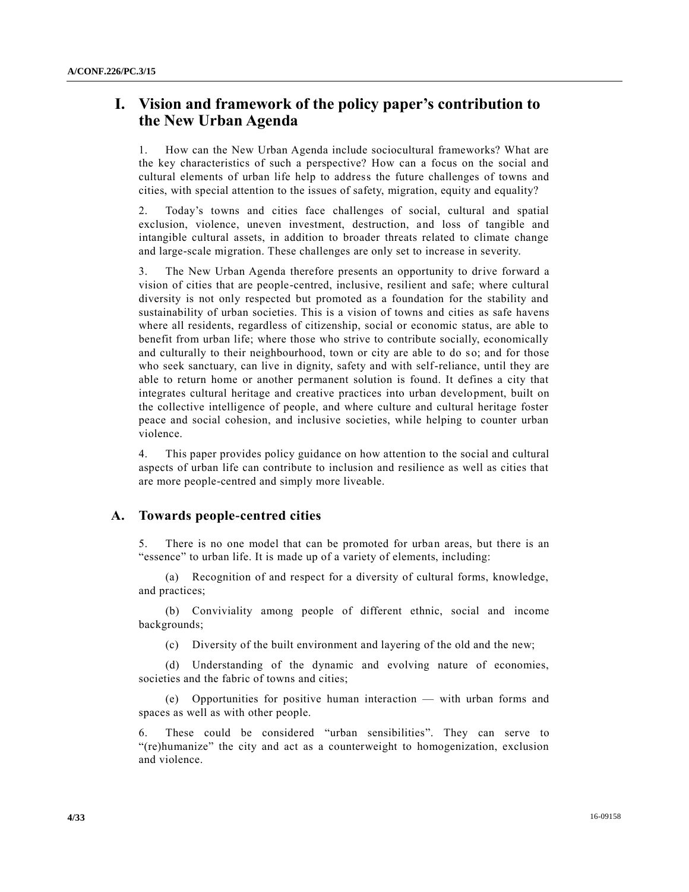# I. Vision and framework of the policy paper's contribution to the New Urban Agenda

1. How can the New Urban Agenda include sociocultural frameworks? What are the key characteristics of such a perspective? How can a focus on the social and cultural elements of urban life help to address the future challenges of towns and cities, with special attention to the issues of safety, migration, equity and equality?

2. Today's towns and cities face challenges of social, cultural and spatial exclusion, violence, uneven investment, destruction, and loss of tangible and intangible cultural assets, in addition to broader threats related to climate change and large-scale migration. These challenges are only set to increase in severity.

3. The New Urban Agenda therefore presents an opportunity to drive forward a vision of cities that are people-centred, inclusive, resilient and safe; where cultural diversity is not only respected but promoted as a foundation for the stability and sustainability of urban societies. This is a vision of towns and cities as safe havens where all residents, regardless of citizenship, social or economic status, are able to benefit from urban life; where those who strive to contribute socially, economically and culturally to their neighbourhood, town or city are able to do so; and for those who seek sanctuary, can live in dignity, safety and with self-reliance, until they are able to return home or another permanent solution is found. It defines a city that integrates cultural heritage and creative practices into urban development, built on the collective intelligence of people, and where culture and cultural heritage foster peace and social cohesion, and inclusive societies, while helping to counter urban violence.

4. This paper provides policy guidance on how attention to the social and cultural aspects of urban life can contribute to inclusion and resilience as well as cities that are more people-centred and simply more liveable.

## A. Towards people-centred cities

5. There is no one model that can be promoted for urban areas, but there is an "essence" to urban life. It is made up of a variety of elements, including:

(a) Recognition of and respect for a diversity of cultural forms, knowledge, and practices;

(b) Conviviality among people of different ethnic, social and income backgrounds;

(c) Diversity of the built environment and layering of the old and the new;

(d) Understanding of the dynamic and evolving nature of economies, societies and the fabric of towns and cities;

(e) Opportunities for positive human interaction — with urban forms and spaces as well as with other people.

6. These could be considered "urban sensibilities". They can serve to "(re)humanize" the city and act as a counterweight to homogenization, exclusion and violence.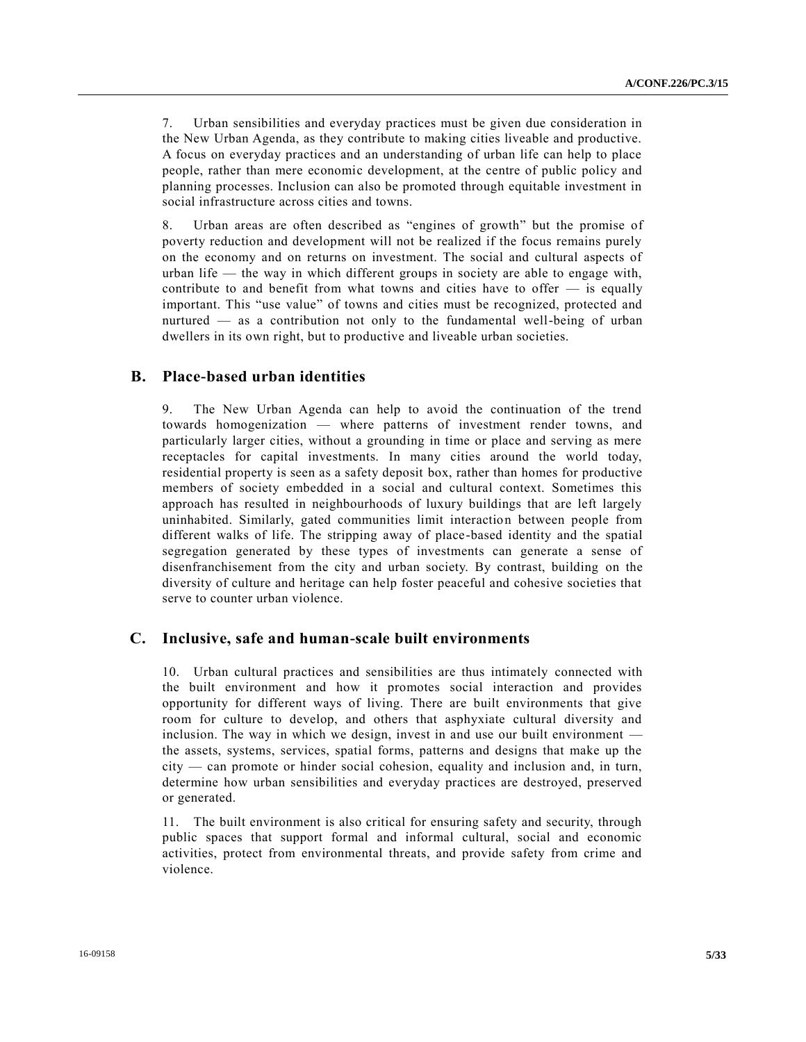7. Urban sensibilities and everyday practices must be given due consideration in the New Urban Agenda, as they contribute to making cities liveable and productive. A focus on everyday practices and an understanding of urban life can help to place people, rather than mere economic development, at the centre of public policy and planning processes. Inclusion can also be promoted through equitable investment in social infrastructure across cities and towns.

8. Urban areas are often described as "engines of growth" but the promise of poverty reduction and development will not be realized if the focus remains purely on the economy and on returns on investment. The social and cultural aspects of urban life — the way in which different groups in society are able to engage with, contribute to and benefit from what towns and cities have to offer — is equally important. This "use value" of towns and cities must be recognized, protected and nurtured — as a contribution not only to the fundamental well-being of urban dwellers in its own right, but to productive and liveable urban societies.

## B. Place-based urban identities

9. The New Urban Agenda can help to avoid the continuation of the trend towards homogenization — where patterns of investment render towns, and particularly larger cities, without a grounding in time or place and serving as mere receptacles for capital investments. In many cities around the world today, residential property is seen as a safety deposit box, rather than homes for productive members of society embedded in a social and cultural context. Sometimes this approach has resulted in neighbourhoods of luxury buildings that are left largely uninhabited. Similarly, gated communities limit interaction between people from different walks of life. The stripping away of place-based identity and the spatial segregation generated by these types of investments can generate a sense of disenfranchisement from the city and urban society. By contrast, building on the diversity of culture and heritage can help foster peaceful and cohesive societies that serve to counter urban violence.

## C. Inclusive, safe and human-scale built environments

10. Urban cultural practices and sensibilities are thus intimately connected with the built environment and how it promotes social interaction and provides opportunity for different ways of living. There are built environments that give room for culture to develop, and others that asphyxiate cultural diversity and inclusion. The way in which we design, invest in and use our built environment — the assets, systems, services, spatial forms, patterns and designs that make up the city — can promote or hinder social cohesion, equality and inclusion and, in turn, determine how urban sensibilities and everyday practices are destroyed, preserved or generated.

11. The built environment is also critical for ensuring safety and security, through public spaces that support formal and informal cultural, social and economic activities, protect from environmental threats, and provide safety from crime and violence.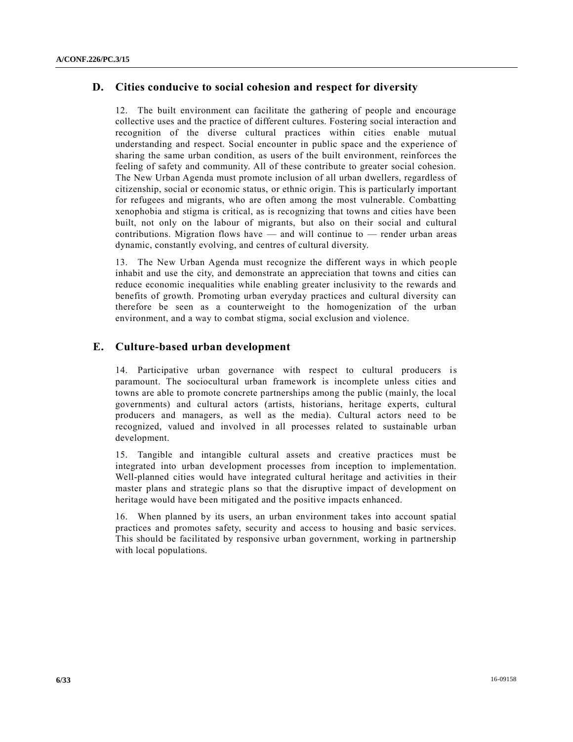## D. Cities conducive to social cohesion and respect for diversity

12. The built environment can facilitate the gathering of people and encourage collective uses and the practice of different cultures. Fostering social interaction and recognition of the diverse cultural practices within cities enable mutual understanding and respect. Social encounter in public space and the experience of sharing the same urban condition, as users of the built environment, reinforces the feeling of safety and community. All of these contribute to greater social cohesion. The New Urban Agenda must promote inclusion of all urban dwellers, regardless of citizenship, social or economic status, or ethnic origin. This is particularly important for refugees and migrants, who are often among the most vulnerable. Combatting xenophobia and stigma is critical, as is recognizing that towns and cities have been built, not only on the labour of migrants, but also on their social and cultural contributions. Migration flows have — and will continue to — render urban areas dynamic, constantly evolving, and centres of cultural diversity.

13. The New Urban Agenda must recognize the different ways in which people inhabit and use the city, and demonstrate an appreciation that towns and cities can reduce economic inequalities while enabling greater inclusivity to the rewards and benefits of growth. Promoting urban everyday practices and cultural diversity can therefore be seen as a counterweight to the homogenization of the urban environment, and a way to combat stigma, social exclusion and violence.

## E. Culture-based urban development

14. Participative urban governance with respect to cultural producers is paramount. The sociocultural urban framework is incomplete unless cities and towns are able to promote concrete partnerships among the public (mainly, the local governments) and cultural actors (artists, historians, heritage experts, cultural producers and managers, as well as the media). Cultural actors need to be recognized, valued and involved in all processes related to sustainable urban development.

15. Tangible and intangible cultural assets and creative practices must be integrated into urban development processes from inception to implementation. Well-planned cities would have integrated cultural heritage and activities in their master plans and strategic plans so that the disruptive impact of development on heritage would have been mitigated and the positive impacts enhanced.

16. When planned by its users, an urban environment takes into account spatial practices and promotes safety, security and access to housing and basic services. This should be facilitated by responsive urban government, working in partnership with local populations.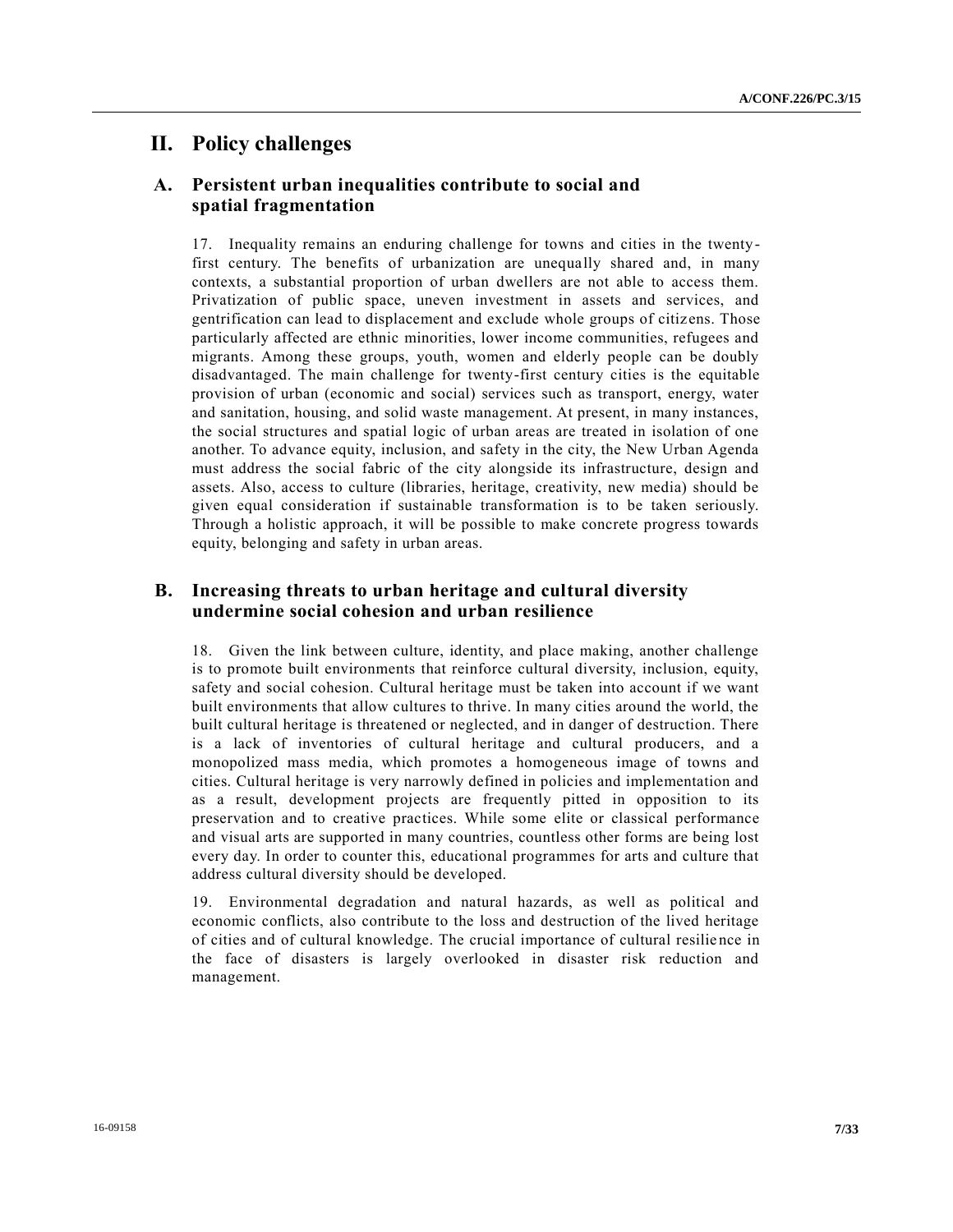## II. Policy challenges

### A. Persistent urban inequalities contribute to social and spatial fragmentation

17. Inequality remains an enduring challenge for towns and cities in the twenty-first century. The benefits of urbanization are unequally shared and, in many contexts, a substantial proportion of urban dwellers are not able to access them. Privatization of public space, uneven investment in assets and services, and gentrification can lead to displacement and exclude whole groups of citizens. Those particularly affected are ethnic minorities, lower income communities, refugees and migrants. Among these groups, youth, women and elderly people can be doubly disadvantaged. The main challenge for twenty-first century cities is the equitable provision of urban (economic and social) services such as transport, energy, water and sanitation, housing, and solid waste management. At present, in many instances, the social structures and spatial logic of urban areas are treated in isolation of one another. To advance equity, inclusion, and safety in the city, the New Urban Agenda must address the social fabric of the city alongside its infrastructure, design and assets. Also, access to culture (libraries, heritage, creativity, new media) should be given equal consideration if sustainable transformation is to be taken seriously. Through a holistic approach, it will be possible to make concrete progress towards equity, belonging and safety in urban areas.

### B. Increasing threats to urban heritage and cultural diversity undermine social cohesion and urban resilience

18. Given the link between culture, identity, and place making, another challenge is to promote built environments that reinforce cultural diversity, inclusion, equity, safety and social cohesion. Cultural heritage must be taken into account if we want built environments that allow cultures to thrive. In many cities around the world, the built cultural heritage is threatened or neglected, and in danger of destruction. There is a lack of inventories of cultural heritage and cultural producers, and a monopolized mass media, which promotes a homogeneous image of towns and cities. Cultural heritage is very narrowly defined in policies and implementation and as a result, development projects are frequently pitted in opposition to its preservation and to creative practices. While some elite or classical performance and visual arts are supported in many countries, countless other forms are being lost every day. In order to counter this, educational programmes for arts and culture that address cultural diversity should be developed.

19. Environmental degradation and natural hazards, as well as political and economic conflicts, also contribute to the loss and destruction of the lived heritage of cities and of cultural knowledge. The crucial importance of cultural resilience in the face of disasters is largely overlooked in disaster risk reduction and management.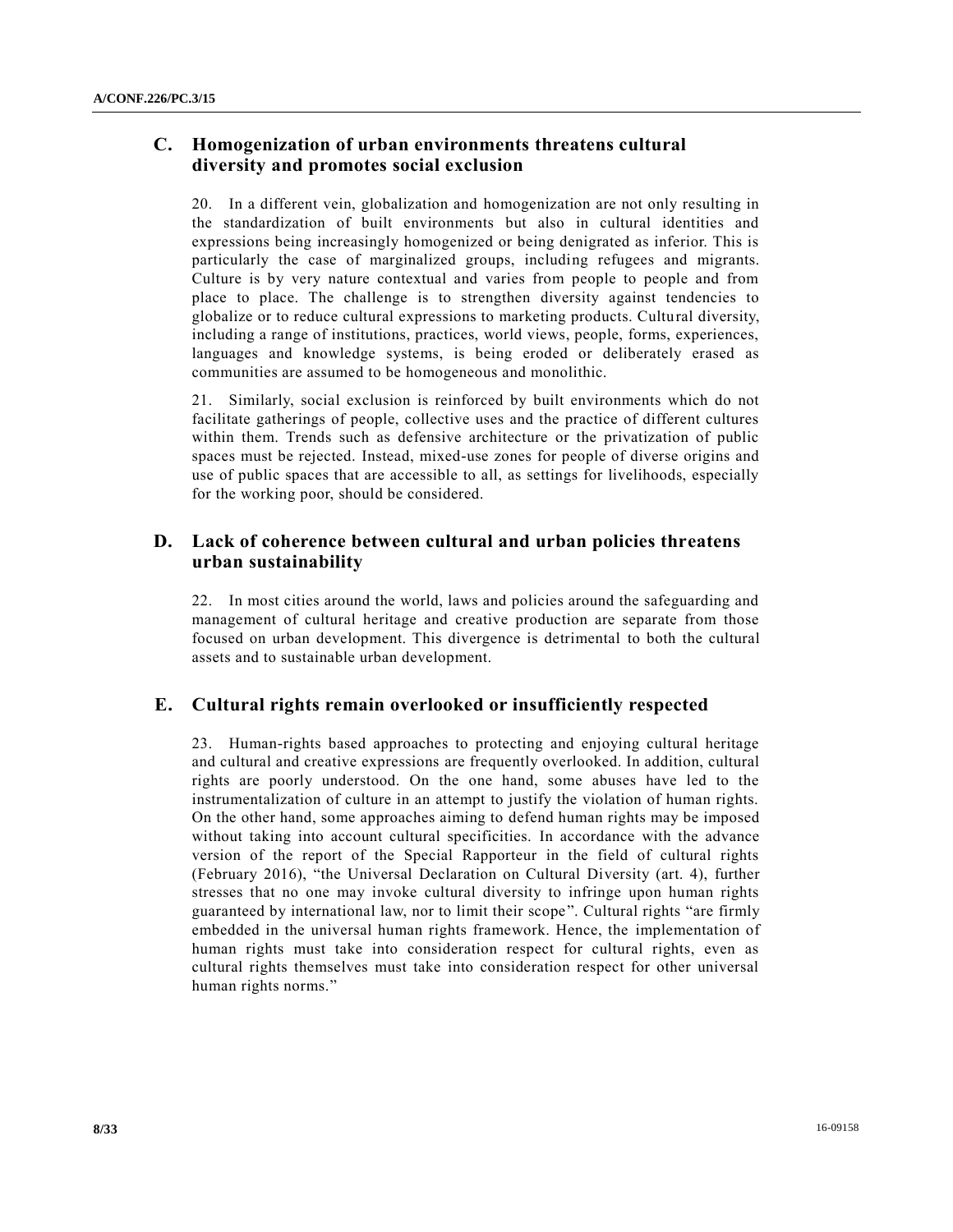## C. Homogenization of urban environments threatens cultural diversity and promotes social exclusion

20. In a different vein, globalization and homogenization are not only resulting in the standardization of built environments but also in cultural identities and expressions being increasingly homogenized or being denigrated as inferior. This is particularly the case of marginalized groups, including refugees and migrants. Culture is by very nature contextual and varies from people to people and from place to place. The challenge is to strengthen diversity against tendencies to globalize or to reduce cultural expressions to marketing products. Cultural diversity, including a range of institutions, practices, world views, people, forms, experiences, languages and knowledge systems, is being eroded or deliberately erased as communities are assumed to be homogeneous and monolithic.

21. Similarly, social exclusion is reinforced by built environments which do not facilitate gatherings of people, collective uses and the practice of different cultures within them. Trends such as defensive architecture or the privatization of public spaces must be rejected. Instead, mixed-use zones for people of diverse origins and use of public spaces that are accessible to all, as settings for livelihoods, especially for the working poor, should be considered.

## D. Lack of coherence between cultural and urban policies threatens urban sustainability

22. In most cities around the world, laws and policies around the safeguarding and management of cultural heritage and creative production are separate from those focused on urban development. This divergence is detrimental to both the cultural assets and to sustainable urban development.

## E. Cultural rights remain overlooked or insufficiently respected

23. Human-rights based approaches to protecting and enjoying cultural heritage and cultural and creative expressions are frequently overlooked. In addition, cultural rights are poorly understood. On the one hand, some abuses have led to the instrumentalization of culture in an attempt to justify the violation of human rights. On the other hand, some approaches aiming to defend human rights may be imposed without taking into account cultural specificities. In accordance with the advance version of the report of the Special Rapporteur in the field of cultural rights (February 2016), "the Universal Declaration on Cultural Diversity (art. 4), further stresses that no one may invoke cultural diversity to infringe upon human rights guaranteed by international law, nor to limit their scope". Cultural rights "are firmly embedded in the universal human rights framework. Hence, the implementation of human rights must take into consideration respect for cultural rights, even as cultural rights themselves must take into consideration respect for other universal human rights norms."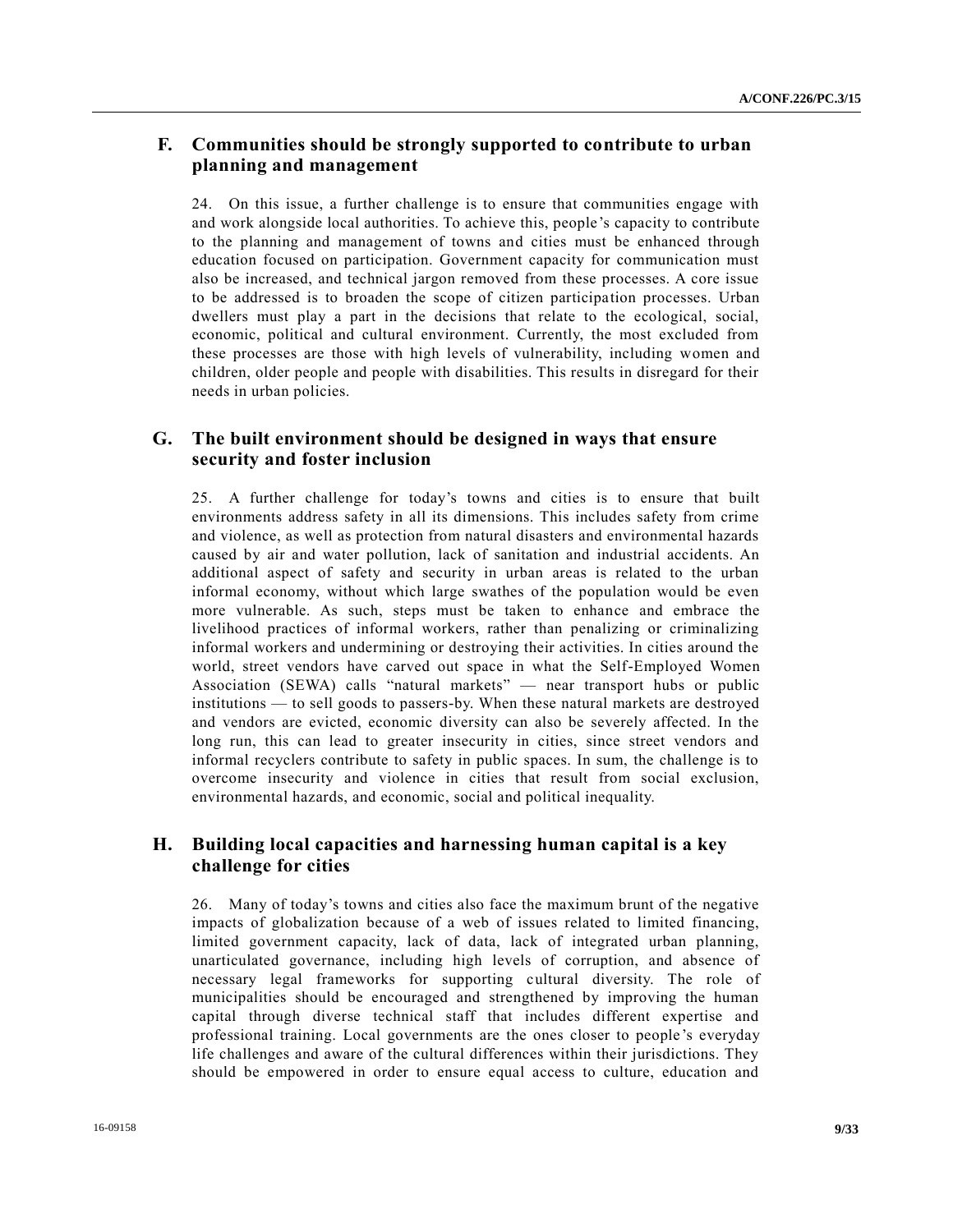## F. Communities should be strongly supported to contribute to urban planning and management

24. On this issue, a further challenge is to ensure that communities engage with and work alongside local authorities. To achieve this, people's capacity to contribute to the planning and management of towns and cities must be enhanced through education focused on participation. Government capacity for communication must also be increased, and technical jargon removed from these processes. A core issue to be addressed is to broaden the scope of citizen participation processes. Urban dwellers must play a part in the decisions that relate to the ecological, social, economic, political and cultural environment. Currently, the most excluded from these processes are those with high levels of vulnerability, including women and children, older people and people with disabilities. This results in disregard for their needs in urban policies.

## G. The built environment should be designed in ways that ensure security and foster inclusion

25. A further challenge for today's towns and cities is to ensure that built environments address safety in all its dimensions. This includes safety from crime and violence, as well as protection from natural disasters and environmental hazards caused by air and water pollution, lack of sanitation and industrial accidents. An additional aspect of safety and security in urban areas is related to the urban informal economy, without which large swathes of the population would be even more vulnerable. As such, steps must be taken to enhance and embrace the livelihood practices of informal workers, rather than penalizing or criminalizing informal workers and undermining or destroying their activities. In cities around the world, street vendors have carved out space in what the Self-Employed Women Association (SEWA) calls "natural markets" — near transport hubs or public institutions — to sell goods to passers-by. When these natural markets are destroyed and vendors are evicted, economic diversity can also be severely affected. In the long run, this can lead to greater insecurity in cities, since street vendors and informal recyclers contribute to safety in public spaces. In sum, the challenge is to overcome insecurity and violence in cities that result from social exclusion, environmental hazards, and economic, social and political inequality.

## H. Building local capacities and harnessing human capital is a key challenge for cities

26. Many of today's towns and cities also face the maximum brunt of the negative impacts of globalization because of a web of issues related to limited financing, limited government capacity, lack of data, lack of integrated urban planning, unarticulated governance, including high levels of corruption, and absence of necessary legal frameworks for supporting cultural diversity. The role of municipalities should be encouraged and strengthened by improving the human capital through diverse technical staff that includes different expertise and professional training. Local governments are the ones closer to people's everyday life challenges and aware of the cultural differences within their jurisdictions. They should be empowered in order to ensure equal access to culture, education and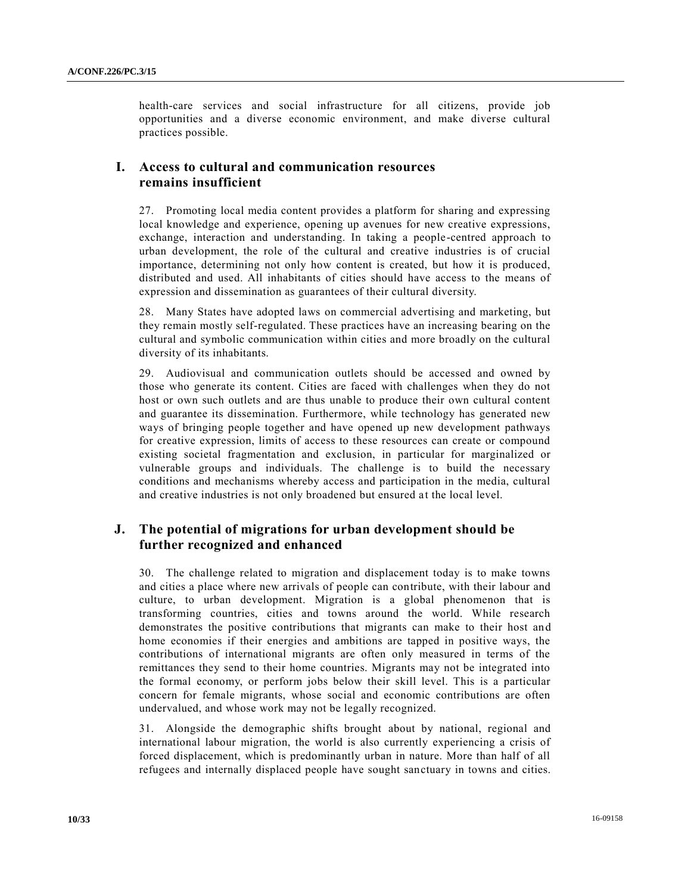health-care services and social infrastructure for all citizens, provide job opportunities and a diverse economic environment, and make diverse cultural practices possible.

## I. Access to cultural and communication resources remains insufficient

27. Promoting local media content provides a platform for sharing and expressing local knowledge and experience, opening up avenues for new creative expressions, exchange, interaction and understanding. In taking a people-centred approach to urban development, the role of the cultural and creative industries is of crucial importance, determining not only how content is created, but how it is produced, distributed and used. All inhabitants of cities should have access to the means of expression and dissemination as guarantees of their cultural diversity.

28. Many States have adopted laws on commercial advertising and marketing, but they remain mostly self-regulated. These practices have an increasing bearing on the cultural and symbolic communication within cities and more broadly on the cultural diversity of its inhabitants.

29. Audiovisual and communication outlets should be accessed and owned by those who generate its content. Cities are faced with challenges when they do not host or own such outlets and are thus unable to produce their own cultural content and guarantee its dissemination. Furthermore, while technology has generated new ways of bringing people together and have opened up new development pathways for creative expression, limits of access to these resources can create or compound existing societal fragmentation and exclusion, in particular for marginalized or vulnerable groups and individuals. The challenge is to build the necessary conditions and mechanisms whereby access and participation in the media, cultural and creative industries is not only broadened but ensured at the local level.

## J. The potential of migrations for urban development should be further recognized and enhanced

30. The challenge related to migration and displacement today is to make towns and cities a place where new arrivals of people can contribute, with their labour and culture, to urban development. Migration is a global phenomenon that is transforming countries, cities and towns around the world. While research demonstrates the positive contributions that migrants can make to their host and home economies if their energies and ambitions are tapped in positive ways, the contributions of international migrants are often only measured in terms of the remittances they send to their home countries. Migrants may not be integrated into the formal economy, or perform jobs below their skill level. This is a particular concern for female migrants, whose social and economic contributions are often undervalued, and whose work may not be legally recognized.

31. Alongside the demographic shifts brought about by national, regional and international labour migration, the world is also currently experiencing a crisis of forced displacement, which is predominantly urban in nature. More than half of all refugees and internally displaced people have sought sanctuary in towns and cities.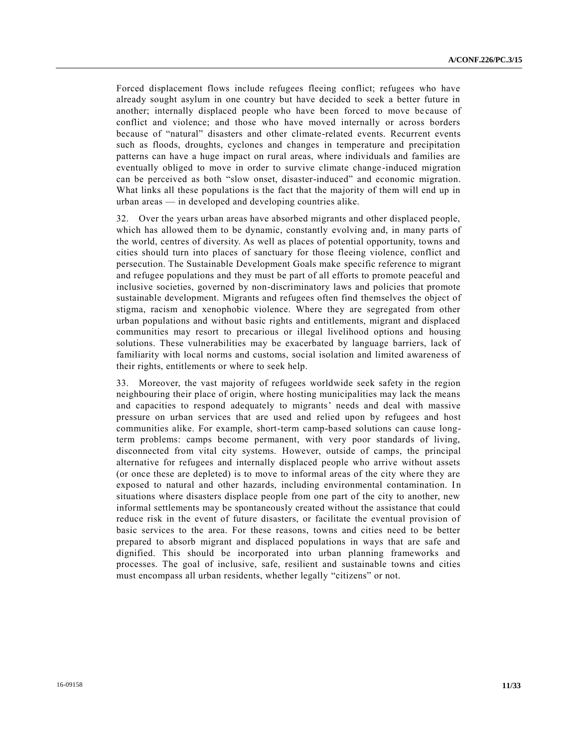Forced displacement flows include refugees fleeing conflict; refugees who have already sought asylum in one country but have decided to seek a better future in another; internally displaced people who have been forced to move because of conflict and violence; and those who have moved internally or across borders because of "natural" disasters and other climate-related events. Recurrent events such as floods, droughts, cyclones and changes in temperature and precipitation patterns can have a huge impact on rural areas, where individuals and families are eventually obliged to move in order to survive climate change-induced migration can be perceived as both "slow onset, disaster-induced" and economic migration. What links all these populations is the fact that the majority of them will end up in urban areas — in developed and developing countries alike.

32. Over the years urban areas have absorbed migrants and other displaced people, which has allowed them to be dynamic, constantly evolving and, in many parts of the world, centres of diversity. As well as places of potential opportunity, towns and cities should turn into places of sanctuary for those fleeing violence, conflict and persecution. The Sustainable Development Goals make specific reference to migrant and refugee populations and they must be part of all efforts to promote peaceful and inclusive societies, governed by non-discriminatory laws and policies that promote sustainable development. Migrants and refugees often find themselves the object of stigma, racism and xenophobic violence. Where they are segregated from other urban populations and without basic rights and entitlements, migrant and displaced communities may resort to precarious or illegal livelihood options and housing solutions. These vulnerabilities may be exacerbated by language barriers, lack of familiarity with local norms and customs, social isolation and limited awareness of their rights, entitlements or where to seek help.

33. Moreover, the vast majority of refugees worldwide seek safety in the region neighbouring their place of origin, where hosting municipalities may lack the means and capacities to respond adequately to migrants' needs and deal with massive pressure on urban services that are used and relied upon by refugees and host communities alike. For example, short-term camp-based solutions can cause long-term problems: camps become permanent, with very poor standards of living, disconnected from vital city systems. However, outside of camps, the principal alternative for refugees and internally displaced people who arrive without assets (or once these are depleted) is to move to informal areas of the city where they are exposed to natural and other hazards, including environmental contamination. In situations where disasters displace people from one part of the city to another, new informal settlements may be spontaneously created without the assistance that could reduce risk in the event of future disasters, or facilitate the eventual provision of basic services to the area. For these reasons, towns and cities need to be better prepared to absorb migrant and displaced populations in ways that are safe and dignified. This should be incorporated into urban planning frameworks and processes. The goal of inclusive, safe, resilient and sustainable towns and cities must encompass all urban residents, whether legally "citizens" or not.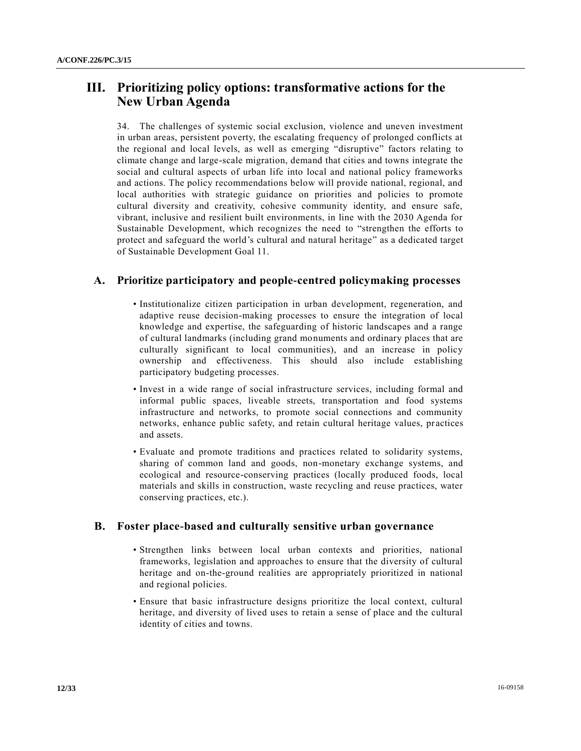# III. Prioritizing policy options: transformative actions for the New Urban Agenda

34. The challenges of systemic social exclusion, violence and uneven investment in urban areas, persistent poverty, the escalating frequency of prolonged conflicts at the regional and local levels, as well as emerging "disruptive" factors relating to climate change and large-scale migration, demand that cities and towns integrate the social and cultural aspects of urban life into local and national policy frameworks and actions. The policy recommendations below will provide national, regional, and local authorities with strategic guidance on priorities and policies to promote cultural diversity and creativity, cohesive community identity, and ensure safe, vibrant, inclusive and resilient built environments, in line with the 2030 Agenda for Sustainable Development, which recognizes the need to "strengthen the efforts to protect and safeguard the world's cultural and natural heritage" as a dedicated target of Sustainable Development Goal 11.

## A. Prioritize participatory and people-centred policymaking processes

- Institutionalize citizen participation in urban development, regeneration, and adaptive reuse decision-making processes to ensure the integration of local knowledge and expertise, the safeguarding of historic landscapes and a range of cultural landmarks (including grand monuments and ordinary places that are culturally significant to local communities), and an increase in policy ownership and effectiveness. This should also include establishing participatory budgeting processes.
- Invest in a wide range of social infrastructure services, including formal and informal public spaces, liveable streets, transportation and food systems infrastructure and networks, to promote social connections and community networks, enhance public safety, and retain cultural heritage values, practices and assets.
- Evaluate and promote traditions and practices related to solidarity systems, sharing of common land and goods, non-monetary exchange systems, and ecological and resource-conserving practices (locally produced foods, local materials and skills in construction, waste recycling and reuse practices, water conserving practices, etc.).

## B. Foster place-based and culturally sensitive urban governance

- Strengthen links between local urban contexts and priorities, national frameworks, legislation and approaches to ensure that the diversity of cultural heritage and on-the-ground realities are appropriately prioritized in national and regional policies.
- Ensure that basic infrastructure designs prioritize the local context, cultural heritage, and diversity of lived uses to retain a sense of place and the cultural identity of cities and towns.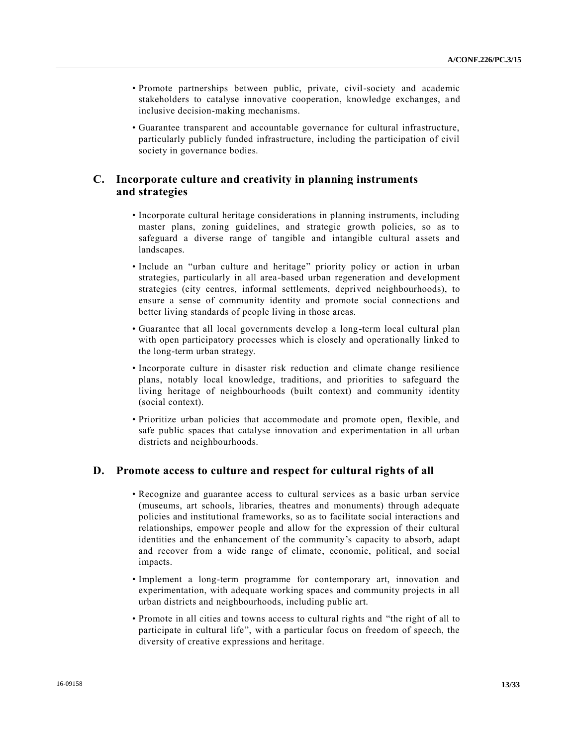- Promote partnerships between public, private, civil-society and academic stakeholders to catalyse innovative cooperation, knowledge exchanges, and inclusive decision-making mechanisms.
- Guarantee transparent and accountable governance for cultural infrastructure, particularly publicly funded infrastructure, including the participation of civil society in governance bodies.

## C. Incorporate culture and creativity in planning instruments and strategies

- Incorporate cultural heritage considerations in planning instruments, including master plans, zoning guidelines, and strategic growth policies, so as to safeguard a diverse range of tangible and intangible cultural assets and landscapes.
- Include an "urban culture and heritage" priority policy or action in urban strategies, particularly in all area-based urban regeneration and development strategies (city centres, informal settlements, deprived neighbourhoods), to ensure a sense of community identity and promote social connections and better living standards of people living in those areas.
- Guarantee that all local governments develop a long-term local cultural plan with open participatory processes which is closely and operationally linked to the long-term urban strategy.
- Incorporate culture in disaster risk reduction and climate change resilience plans, notably local knowledge, traditions, and priorities to safeguard the living heritage of neighbourhoods (built context) and community identity (social context).
- Prioritize urban policies that accommodate and promote open, flexible, and safe public spaces that catalyse innovation and experimentation in all urban districts and neighbourhoods.

## D. Promote access to culture and respect for cultural rights of all

- Recognize and guarantee access to cultural services as a basic urban service (museums, art schools, libraries, theatres and monuments) through adequate policies and institutional frameworks, so as to facilitate social interactions and relationships, empower people and allow for the expression of their cultural identities and the enhancement of the community's capacity to absorb, adapt and recover from a wide range of climate, economic, political, and social impacts.
- Implement a long-term programme for contemporary art, innovation and experimentation, with adequate working spaces and community projects in all urban districts and neighbourhoods, including public art.
- Promote in all cities and towns access to cultural rights and "the right of all to participate in cultural life", with a particular focus on freedom of speech, the diversity of creative expressions and heritage.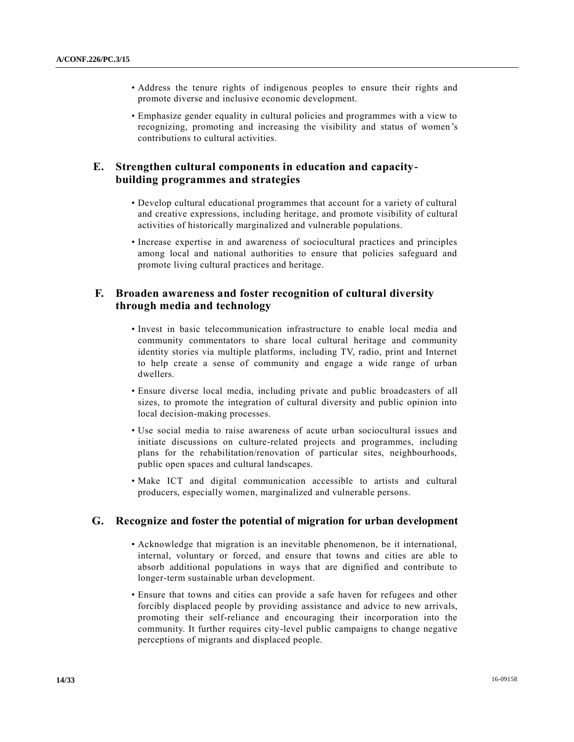- Address the tenure rights of indigenous peoples to ensure their rights and promote diverse and inclusive economic development.
- Emphasize gender equality in cultural policies and programmes with a view to recognizing, promoting and increasing the visibility and status of women's contributions to cultural activities.

## E. Strengthen cultural components in education and capacity-building programmes and strategies

- Develop cultural educational programmes that account for a variety of cultural and creative expressions, including heritage, and promote visibility of cultural activities of historically marginalized and vulnerable populations.
- Increase expertise in and awareness of sociocultural practices and principles among local and national authorities to ensure that policies safeguard and promote living cultural practices and heritage.

## F. Broaden awareness and foster recognition of cultural diversity through media and technology

- Invest in basic telecommunication infrastructure to enable local media and community commentators to share local cultural heritage and community identity stories via multiple platforms, including TV, radio, print and Internet to help create a sense of community and engage a wide range of urban dwellers.
- Ensure diverse local media, including private and public broadcasters of all sizes, to promote the integration of cultural diversity and public opinion into local decision-making processes.
- Use social media to raise awareness of acute urban sociocultural issues and initiate discussions on culture-related projects and programmes, including plans for the rehabilitation/renovation of particular sites, neighbourhoods, public open spaces and cultural landscapes.
- Make ICT and digital communication accessible to artists and cultural producers, especially women, marginalized and vulnerable persons.

## G. Recognize and foster the potential of migration for urban development

- Acknowledge that migration is an inevitable phenomenon, be it international, internal, voluntary or forced, and ensure that towns and cities are able to absorb additional populations in ways that are dignified and contribute to longer-term sustainable urban development.
- Ensure that towns and cities can provide a safe haven for refugees and other forcibly displaced people by providing assistance and advice to new arrivals, promoting their self-reliance and encouraging their incorporation into the community. It further requires city-level public campaigns to change negative perceptions of migrants and displaced people.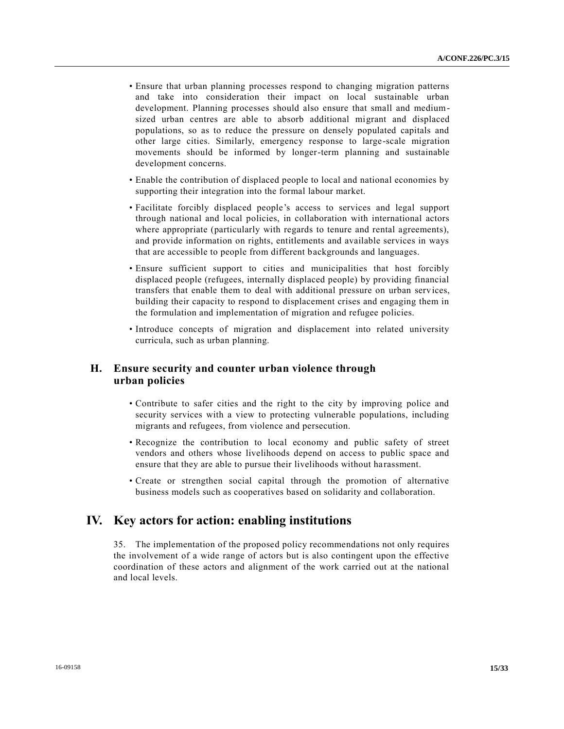- Ensure that urban planning processes respond to changing migration patterns and take into consideration their impact on local sustainable urban development. Planning processes should also ensure that small and medium-sized urban centres are able to absorb additional migrant and displaced populations, so as to reduce the pressure on densely populated capitals and other large cities. Similarly, emergency response to large-scale migration movements should be informed by longer-term planning and sustainable development concerns.
- Enable the contribution of displaced people to local and national economies by supporting their integration into the formal labour market.
- Facilitate forcibly displaced people's access to services and legal support through national and local policies, in collaboration with international actors where appropriate (particularly with regards to tenure and rental agreements), and provide information on rights, entitlements and available services in ways that are accessible to people from different backgrounds and languages.
- Ensure sufficient support to cities and municipalities that host forcibly displaced people (refugees, internally displaced people) by providing financial transfers that enable them to deal with additional pressure on urban services, building their capacity to respond to displacement crises and engaging them in the formulation and implementation of migration and refugee policies.
- Introduce concepts of migration and displacement into related university curricula, such as urban planning.

### H. Ensure security and counter urban violence through urban policies

- Contribute to safer cities and the right to the city by improving police and security services with a view to protecting vulnerable populations, including migrants and refugees, from violence and persecution.
- Recognize the contribution to local economy and public safety of street vendors and others whose livelihoods depend on access to public space and ensure that they are able to pursue their livelihoods without harassment.
- Create or strengthen social capital through the promotion of alternative business models such as cooperatives based on solidarity and collaboration.

## IV. Key actors for action: enabling institutions

35. The implementation of the proposed policy recommendations not only requires the involvement of a wide range of actors but is also contingent upon the effective coordination of these actors and alignment of the work carried out at the national and local levels.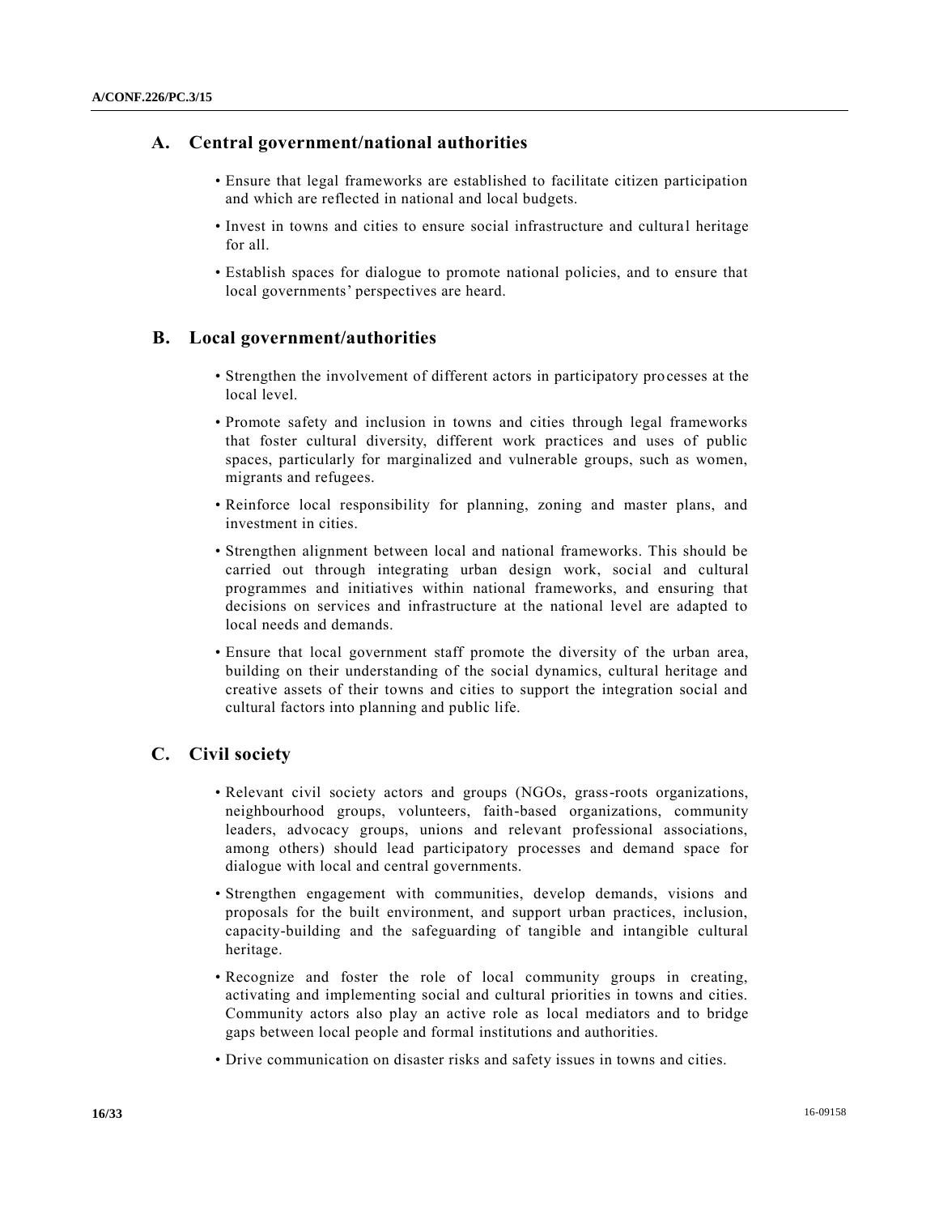## A. Central government/national authorities

- Ensure that legal frameworks are established to facilitate citizen participation and which are reflected in national and local budgets.
- Invest in towns and cities to ensure social infrastructure and cultural heritage for all.
- Establish spaces for dialogue to promote national policies, and to ensure that local governments' perspectives are heard.

## B. Local government/authorities

- Strengthen the involvement of different actors in participatory processes at the local level.
- Promote safety and inclusion in towns and cities through legal frameworks that foster cultural diversity, different work practices and uses of public spaces, particularly for marginalized and vulnerable groups, such as women, migrants and refugees.
- Reinforce local responsibility for planning, zoning and master plans, and investment in cities.
- Strengthen alignment between local and national frameworks. This should be carried out through integrating urban design work, social and cultural programmes and initiatives within national frameworks, and ensuring that decisions on services and infrastructure at the national level are adapted to local needs and demands.
- Ensure that local government staff promote the diversity of the urban area, building on their understanding of the social dynamics, cultural heritage and creative assets of their towns and cities to support the integration social and cultural factors into planning and public life.

## C. Civil society

- Relevant civil society actors and groups (NGOs, grass-roots organizations, neighbourhood groups, volunteers, faith-based organizations, community leaders, advocacy groups, unions and relevant professional associations, among others) should lead participatory processes and demand space for dialogue with local and central governments.
- Strengthen engagement with communities, develop demands, visions and proposals for the built environment, and support urban practices, inclusion, capacity-building and the safeguarding of tangible and intangible cultural heritage.
- Recognize and foster the role of local community groups in creating, activating and implementing social and cultural priorities in towns and cities. Community actors also play an active role as local mediators and to bridge gaps between local people and formal institutions and authorities.
- Drive communication on disaster risks and safety issues in towns and cities.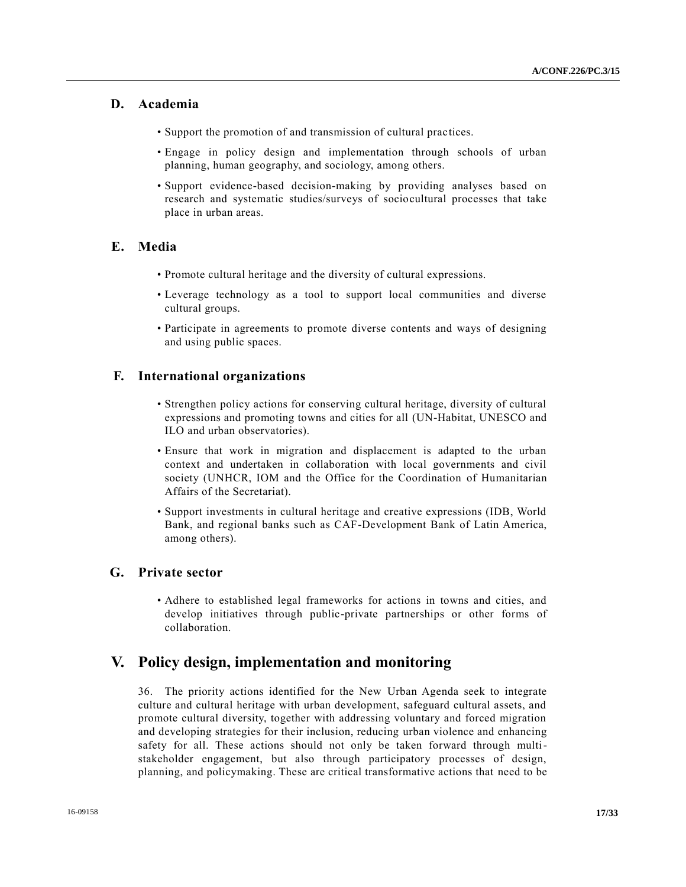### D. Academia

- Support the promotion of and transmission of cultural practices.
- Engage in policy design and implementation through schools of urban planning, human geography, and sociology, among others.
- Support evidence-based decision-making by providing analyses based on research and systematic studies/surveys of sociocultural processes that take place in urban areas.

### E. Media

- Promote cultural heritage and the diversity of cultural expressions.
- Leverage technology as a tool to support local communities and diverse cultural groups.
- Participate in agreements to promote diverse contents and ways of designing and using public spaces.

### F. International organizations

- Strengthen policy actions for conserving cultural heritage, diversity of cultural expressions and promoting towns and cities for all (UN-Habitat, UNESCO and ILO and urban observatories).
- Ensure that work in migration and displacement is adapted to the urban context and undertaken in collaboration with local governments and civil society (UNHCR, IOM and the Office for the Coordination of Humanitarian Affairs of the Secretariat).
- Support investments in cultural heritage and creative expressions (IDB, World Bank, and regional banks such as CAF-Development Bank of Latin America, among others).

### G. Private sector

- Adhere to established legal frameworks for actions in towns and cities, and develop initiatives through public-private partnerships or other forms of collaboration.

## V. Policy design, implementation and monitoring

36. The priority actions identified for the New Urban Agenda seek to integrate culture and cultural heritage with urban development, safeguard cultural assets, and promote cultural diversity, together with addressing voluntary and forced migration and developing strategies for their inclusion, reducing urban violence and enhancing safety for all. These actions should not only be taken forward through multi-stakeholder engagement, but also through participatory processes of design, planning, and policymaking. These are critical transformative actions that need to be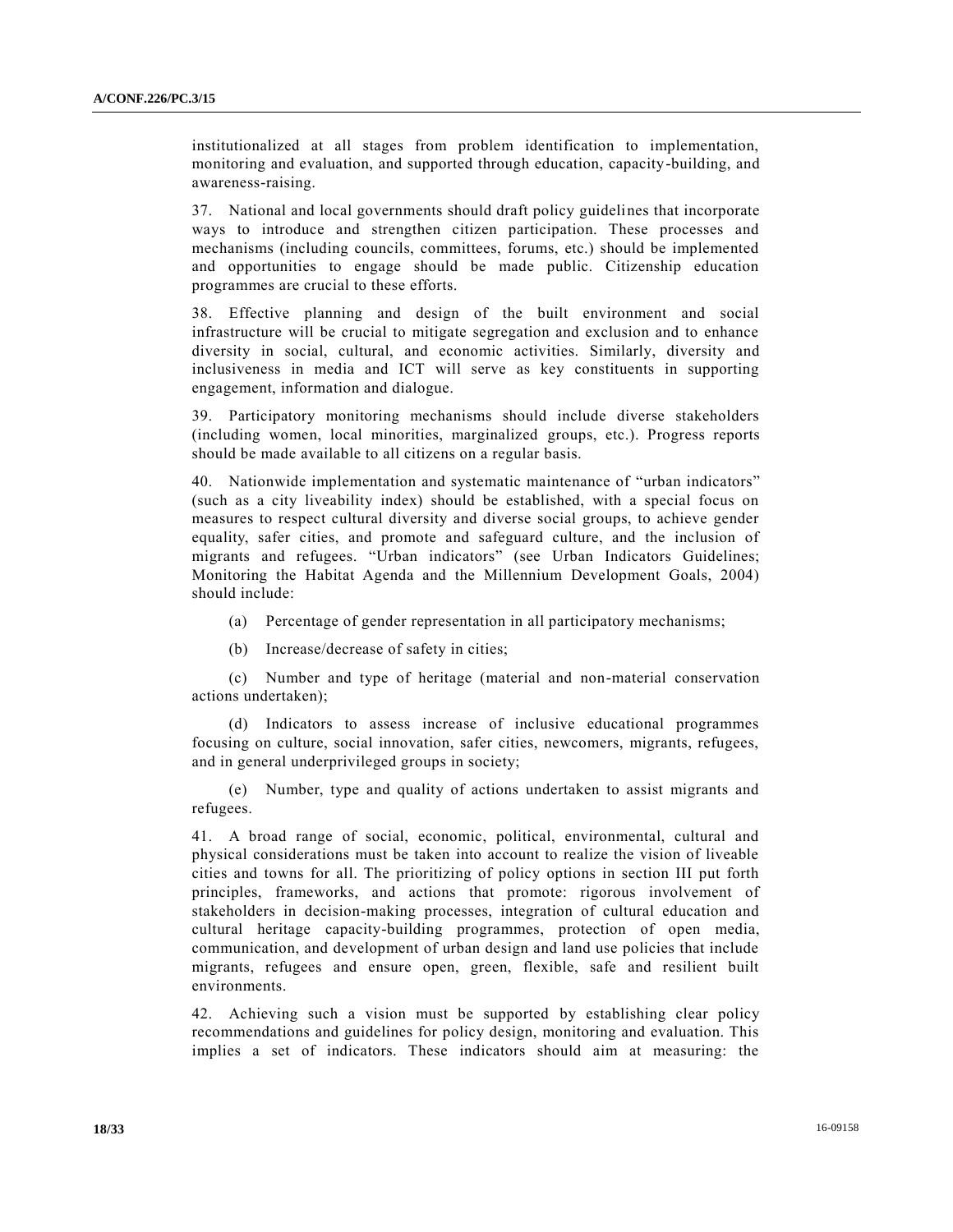institutionalized at all stages from problem identification to implementation, monitoring and evaluation, and supported through education, capacity-building, and awareness-raising.

37. National and local governments should draft policy guidelines that incorporate ways to introduce and strengthen citizen participation. These processes and mechanisms (including councils, committees, forums, etc.) should be implemented and opportunities to engage should be made public. Citizenship education programmes are crucial to these efforts.

38. Effective planning and design of the built environment and social infrastructure will be crucial to mitigate segregation and exclusion and to enhance diversity in social, cultural, and economic activities. Similarly, diversity and inclusiveness in media and ICT will serve as key constituents in supporting engagement, information and dialogue.

39. Participatory monitoring mechanisms should include diverse stakeholders (including women, local minorities, marginalized groups, etc.). Progress reports should be made available to all citizens on a regular basis.

40. Nationwide implementation and systematic maintenance of "urban indicators" (such as a city liveability index) should be established, with a special focus on measures to respect cultural diversity and diverse social groups, to achieve gender equality, safer cities, and promote and safeguard culture, and the inclusion of migrants and refugees. "Urban indicators" (see Urban Indicators Guidelines; Monitoring the Habitat Agenda and the Millennium Development Goals, 2004) should include:

(a) Percentage of gender representation in all participatory mechanisms;

(b) Increase/decrease of safety in cities;

(c) Number and type of heritage (material and non-material conservation actions undertaken);

(d) Indicators to assess increase of inclusive educational programmes focusing on culture, social innovation, safer cities, newcomers, migrants, refugees, and in general underprivileged groups in society;

(e) Number, type and quality of actions undertaken to assist migrants and refugees.

41. A broad range of social, economic, political, environmental, cultural and physical considerations must be taken into account to realize the vision of liveable cities and towns for all. The prioritizing of policy options in section III put forth principles, frameworks, and actions that promote: rigorous involvement of stakeholders in decision-making processes, integration of cultural education and cultural heritage capacity-building programmes, protection of open media, communication, and development of urban design and land use policies that include migrants, refugees and ensure open, green, flexible, safe and resilient built environments.

42. Achieving such a vision must be supported by establishing clear policy recommendations and guidelines for policy design, monitoring and evaluation. This implies a set of indicators. These indicators should aim at measuring: the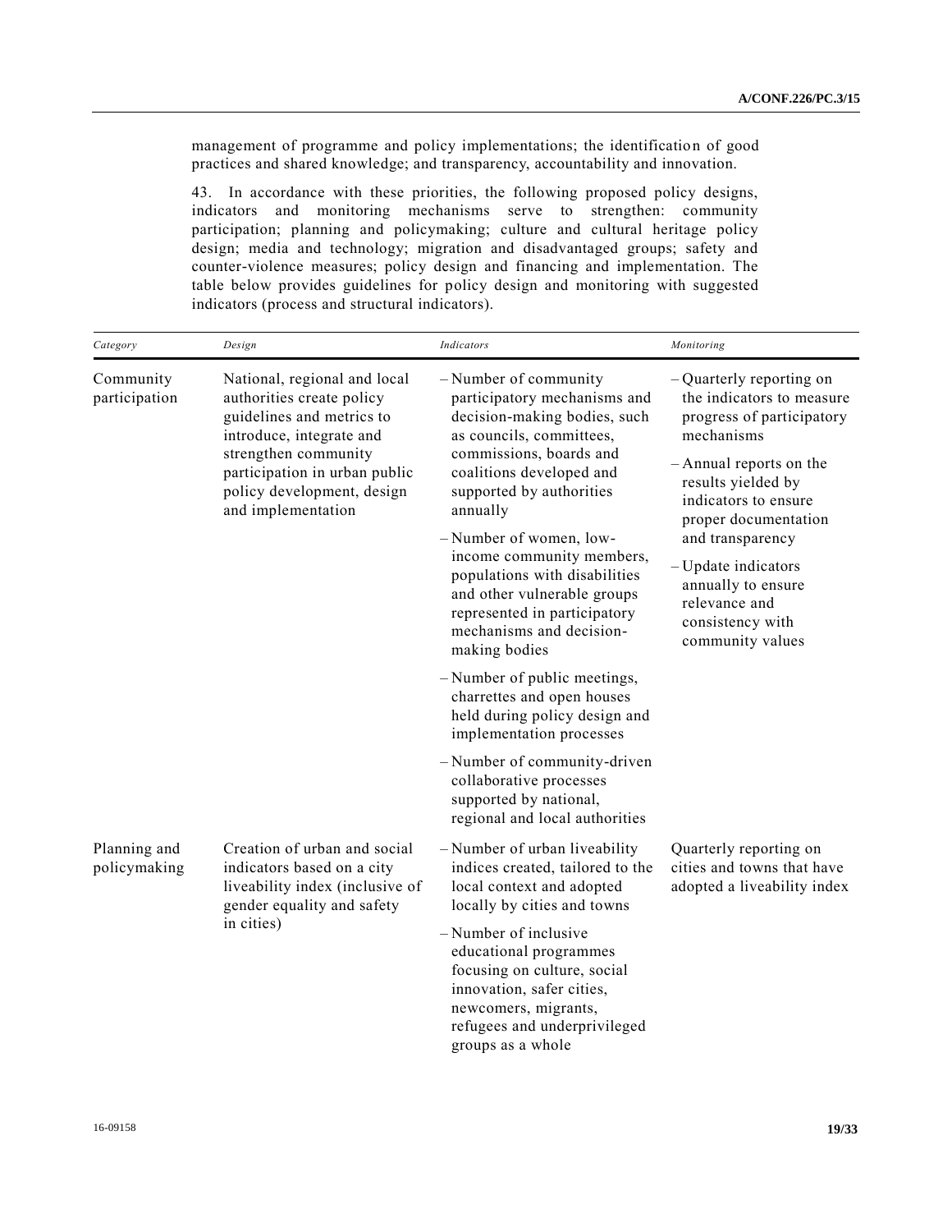management of programme and policy implementations; the identification of good practices and shared knowledge; and transparency, accountability and innovation.

43. In accordance with these priorities, the following proposed policy designs, indicators and monitoring mechanisms serve to strengthen: community participation; planning and policymaking; culture and cultural heritage policy design; media and technology; migration and disadvantaged groups; safety and counter-violence measures; policy design and financing and implementation. The table below provides guidelines for policy design and monitoring with suggested indicators (process and structural indicators).

| *Category* | *Design* | *Indicators* | *Monitoring* |
|---|---|---|---|
| Community participation | National, regional and local authorities create policy guidelines and metrics to introduce, integrate and strengthen community participation in urban public policy development, design and implementation | – Number of community participatory mechanisms and decision-making bodies, such as councils, committees, commissions, boards and coalitions developed and supported by authorities annually<br>– Number of women, low-income community members, populations with disabilities and other vulnerable groups represented in participatory mechanisms and decision-making bodies<br>– Number of public meetings, charrettes and open houses held during policy design and implementation processes<br>– Number of community-driven collaborative processes supported by national, regional and local authorities | – Quarterly reporting on the indicators to measure progress of participatory mechanisms<br>– Annual reports on the results yielded by indicators to ensure proper documentation and transparency<br>– Update indicators annually to ensure relevance and consistency with community values |
| Planning and policymaking | Creation of urban and social indicators based on a city liveability index (inclusive of gender equality and safety in cities) | – Number of urban liveability indices created, tailored to the local context and adopted locally by cities and towns<br>– Number of inclusive educational programmes focusing on culture, social innovation, safer cities, newcomers, migrants, refugees and underprivileged groups as a whole | Quarterly reporting on cities and towns that have adopted a liveability index |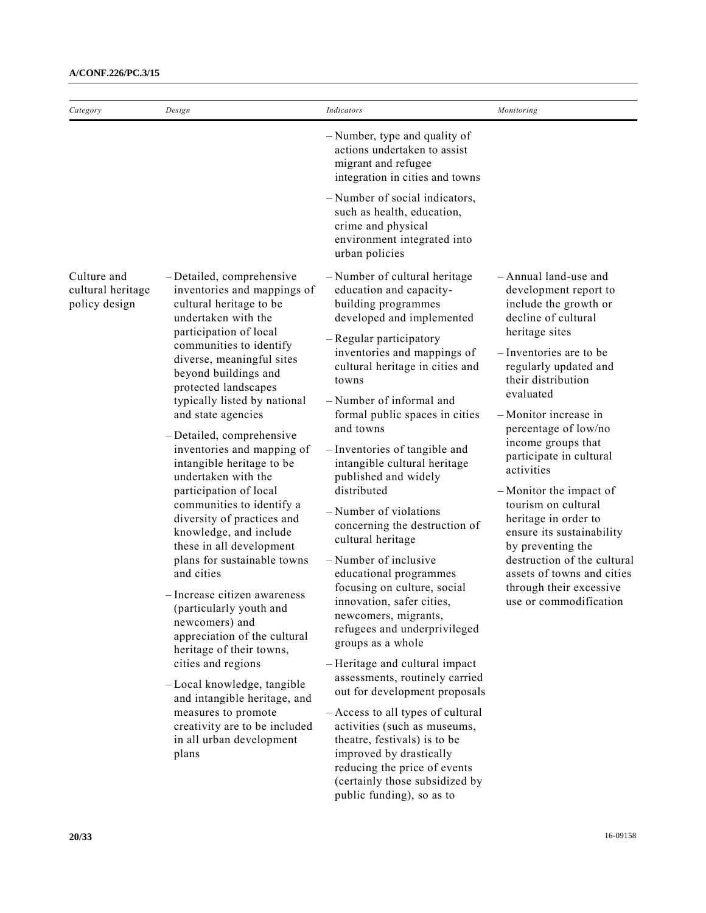| Category | Design | Indicators | Monitoring |
| --- | --- | --- | --- |
| | | – Number, type and quality of actions undertaken to assist migrant and refugee integration in cities and towns<br>– Number of social indicators, such as health, education, crime and physical environment integrated into urban policies | |
| Culture and cultural heritage policy design | – Detailed, comprehensive inventories and mappings of cultural heritage to be undertaken with the participation of local communities to identify diverse, meaningful sites beyond buildings and protected landscapes typically listed by national and state agencies<br>– Detailed, comprehensive inventories and mapping of intangible heritage to be undertaken with the participation of local communities to identify a diversity of practices and knowledge, and include these in all development plans for sustainable towns and cities<br>– Increase citizen awareness (particularly youth and newcomers) and appreciation of the cultural heritage of their towns, cities and regions<br>– Local knowledge, tangible and intangible heritage, and measures to promote creativity are to be included in all urban development plans | – Number of cultural heritage education and capacity-building programmes developed and implemented<br>– Regular participatory inventories and mappings of cultural heritage in cities and towns<br>– Number of informal and formal public spaces in cities and towns<br>– Inventories of tangible and intangible cultural heritage published and widely distributed<br>– Number of violations concerning the destruction of cultural heritage<br>– Number of inclusive educational programmes focusing on culture, social innovation, safer cities, newcomers, migrants, refugees and underprivileged groups as a whole<br>– Heritage and cultural impact assessments, routinely carried out for development proposals<br>– Access to all types of cultural activities (such as museums, theatre, festivals) is to be improved by drastically reducing the price of events (certainly those subsidized by public funding), so as to | – Annual land-use and development report to include the growth or decline of cultural heritage sites<br>– Inventories are to be regularly updated and their distribution evaluated<br>– Monitor increase in percentage of low/no income groups that participate in cultural activities<br>– Monitor the impact of tourism on cultural heritage in order to ensure its sustainability by preventing the destruction of the cultural assets of towns and cities through their excessive use or commodification |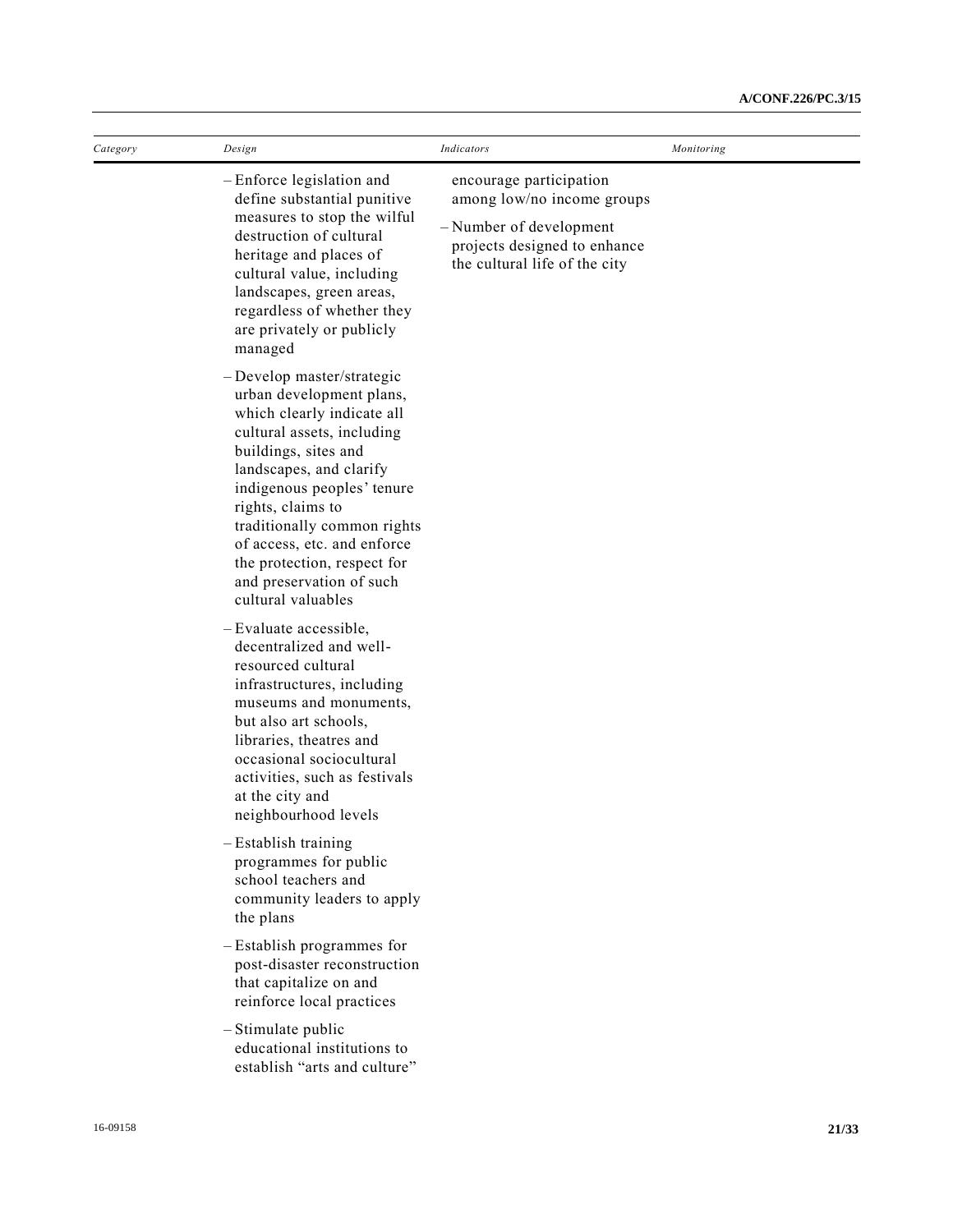| Category | Design | Indicators | Monitoring |
| --- | --- | --- | --- |
| | – Enforce legislation and define substantial punitive measures to stop the wilful destruction of cultural heritage and places of cultural value, including landscapes, green areas, regardless of whether they are privately or publicly managed<br><br>– Develop master/strategic urban development plans, which clearly indicate all cultural assets, including buildings, sites and landscapes, and clarify indigenous peoples' tenure rights, claims to traditionally common rights of access, etc. and enforce the protection, respect for and preservation of such cultural valuables<br><br>– Evaluate accessible, decentralized and well-resourced cultural infrastructures, including museums and monuments, but also art schools, libraries, theatres and occasional sociocultural activities, such as festivals at the city and neighbourhood levels<br><br>– Establish training programmes for public school teachers and community leaders to apply the plans<br><br>– Establish programmes for post-disaster reconstruction that capitalize on and reinforce local practices<br><br>– Stimulate public educational institutions to establish "arts and culture" | encourage participation among low/no income groups<br><br>– Number of development projects designed to enhance the cultural life of the city | |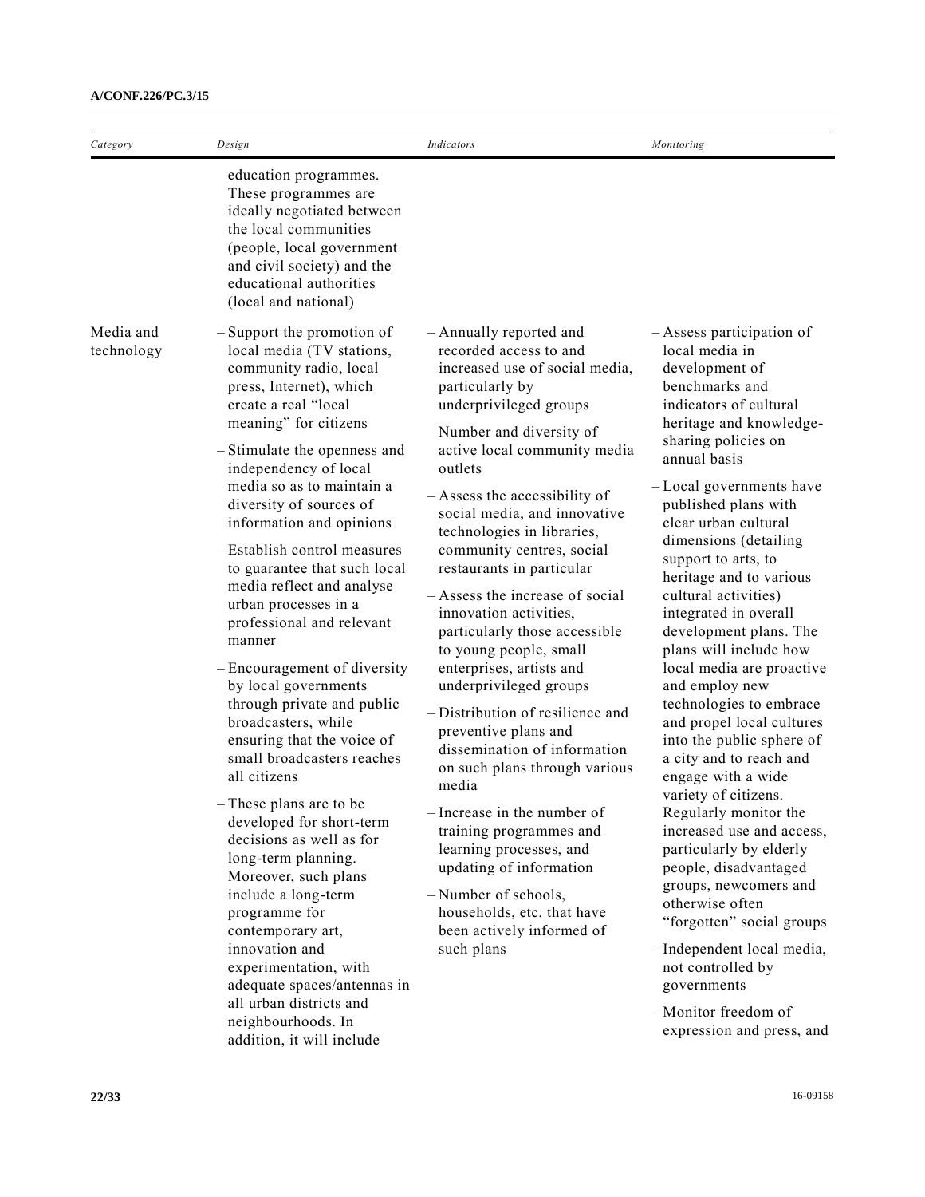| Category | Design | Indicators | Monitoring |
|---|---|---|---|
| | education programmes. These programmes are ideally negotiated between the local communities (people, local government and civil society) and the educational authorities (local and national) | | |
| Media and technology | – Support the promotion of local media (TV stations, community radio, local press, Internet), which create a real "local meaning" for citizens<br>– Stimulate the openness and independency of local media so as to maintain a diversity of sources of information and opinions<br>– Establish control measures to guarantee that such local media reflect and analyse urban processes in a professional and relevant manner<br>– Encouragement of diversity by local governments through private and public broadcasters, while ensuring that the voice of small broadcasters reaches all citizens<br>– These plans are to be developed for short-term decisions as well as for long-term planning. Moreover, such plans include a long-term programme for contemporary art, innovation and experimentation, with adequate spaces/antennas in all urban districts and neighbourhoods. In addition, it will include | – Annually reported and recorded access to and increased use of social media, particularly by underprivileged groups<br>– Number and diversity of active local community media outlets<br>– Assess the accessibility of social media, and innovative technologies in libraries, community centres, social restaurants in particular<br>– Assess the increase of social innovation activities, particularly those accessible to young people, small enterprises, artists and underprivileged groups<br>– Distribution of resilience and preventive plans and dissemination of information on such plans through various media<br>– Increase in the number of training programmes and learning processes, and updating of information<br>– Number of schools, households, etc. that have been actively informed of such plans | – Assess participation of local media in development of benchmarks and indicators of cultural heritage and knowledge-sharing policies on annual basis<br>– Local governments have published plans with clear urban cultural dimensions (detailing support to arts, to heritage and to various cultural activities) integrated in overall development plans. The plans will include how local media are proactive and employ new technologies to embrace and propel local cultures into the public sphere of a city and to reach and engage with a wide variety of citizens. Regularly monitor the increased use and access, particularly by elderly people, disadvantaged groups, newcomers and otherwise often "forgotten" social groups<br>– Independent local media, not controlled by governments<br>– Monitor freedom of expression and press, and |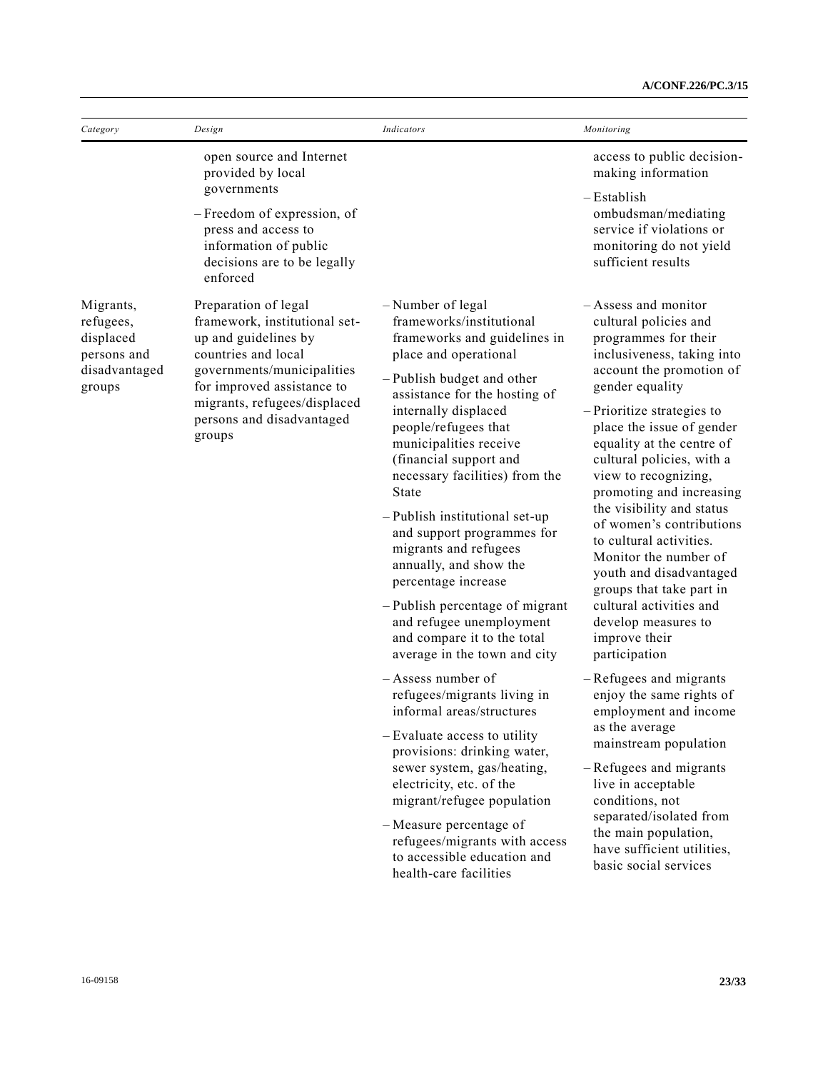| Category | Design | Indicators | Monitoring |
|---|---|---|---|
| | open source and Internet provided by local governments<br>– Freedom of expression, of press and access to information of public decisions are to be legally enforced | | access to public decision-making information<br>– Establish ombudsman/mediating service if violations or monitoring do not yield sufficient results |
| Migrants, refugees, displaced persons and disadvantaged groups | Preparation of legal framework, institutional set-up and guidelines by countries and local governments/municipalities for improved assistance to migrants, refugees/displaced persons and disadvantaged groups | – Number of legal frameworks/institutional frameworks and guidelines in place and operational<br>– Publish budget and other assistance for the hosting of internally displaced people/refugees that municipalities receive (financial support and necessary facilities) from the State<br>– Publish institutional set-up and support programmes for migrants and refugees annually, and show the percentage increase<br>– Publish percentage of migrant and refugee unemployment and compare it to the total average in the town and city<br>– Assess number of refugees/migrants living in informal areas/structures<br>– Evaluate access to utility provisions: drinking water, sewer system, gas/heating, electricity, etc. of the migrant/refugee population<br>– Measure percentage of refugees/migrants with access to accessible education and health-care facilities | – Assess and monitor cultural policies and programmes for their inclusiveness, taking into account the promotion of gender equality<br>– Prioritize strategies to place the issue of gender equality at the centre of cultural policies, with a view to recognizing, promoting and increasing the visibility and status of women's contributions to cultural activities. Monitor the number of youth and disadvantaged groups that take part in cultural activities and develop measures to improve their participation<br>– Refugees and migrants enjoy the same rights of employment and income as the average mainstream population<br>– Refugees and migrants live in acceptable conditions, not separated/isolated from the main population, have sufficient utilities, basic social services |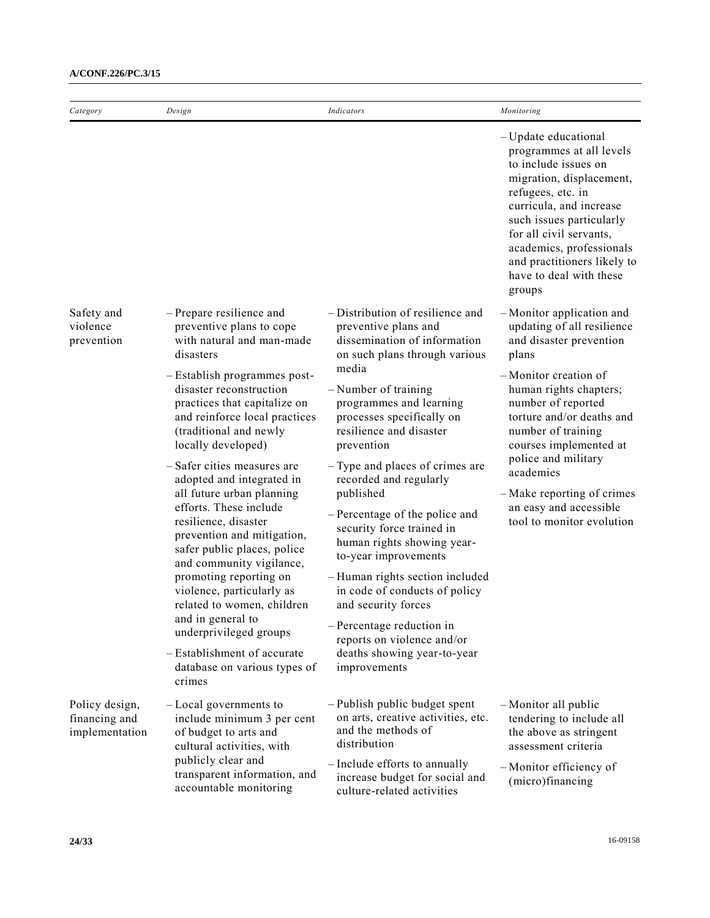| *Category* | *Design* | *Indicators* | *Monitoring* |
|---|---|---|---|
| | | | – Update educational programmes at all levels to include issues on migration, displacement, refugees, etc. in curricula, and increase such issues particularly for all civil servants, academics, professionals and practitioners likely to have to deal with these groups |
| Safety and violence prevention | – Prepare resilience and preventive plans to cope with natural and man-made disasters<br>– Establish programmes post-disaster reconstruction practices that capitalize on and reinforce local practices (traditional and newly locally developed)<br>– Safer cities measures are adopted and integrated in all future urban planning efforts. These include resilience, disaster prevention and mitigation, safer public places, police and community vigilance, promoting reporting on violence, particularly as related to women, children and in general to underprivileged groups<br>– Establishment of accurate database on various types of crimes | – Distribution of resilience and preventive plans and dissemination of information on such plans through various media<br>– Number of training programmes and learning processes specifically on resilience and disaster prevention<br>– Type and places of crimes are recorded and regularly published<br>– Percentage of the police and security force trained in human rights showing year-to-year improvements<br>– Human rights section included in code of conducts of policy and security forces<br>– Percentage reduction in reports on violence and/or deaths showing year-to-year improvements | – Monitor application and updating of all resilience and disaster prevention plans<br>– Monitor creation of human rights chapters; number of reported torture and/or deaths and number of training courses implemented at police and military academies<br>– Make reporting of crimes an easy and accessible tool to monitor evolution |
| Policy design, financing and implementation | – Local governments to include minimum 3 per cent of budget to arts and cultural activities, with publicly clear and transparent information, and accountable monitoring | – Publish public budget spent on arts, creative activities, etc. and the methods of distribution<br>– Include efforts to annually increase budget for social and culture-related activities | – Monitor all public tendering to include all the above as stringent assessment criteria<br>– Monitor efficiency of (micro)financing |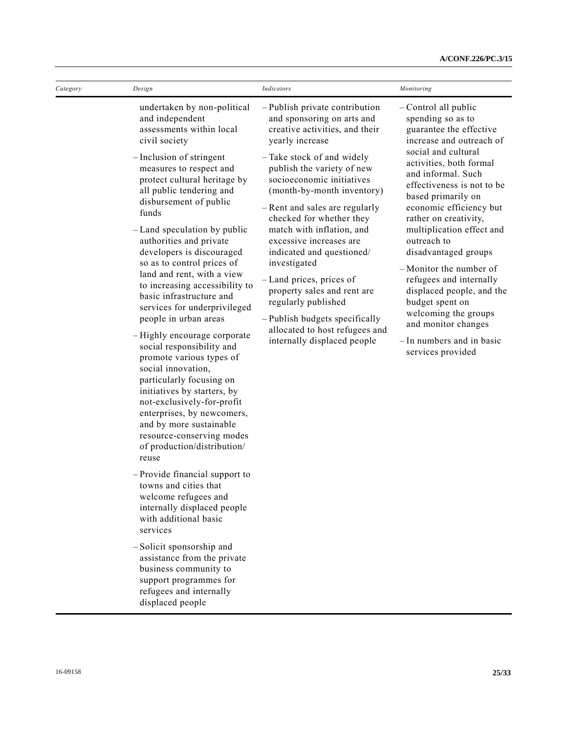| Category | Design | Indicators | Monitoring |
|---|---|---|---|
| | undertaken by non-political and independent assessments within local civil society<br><br>– Inclusion of stringent measures to respect and protect cultural heritage by all public tendering and disbursement of public funds<br><br>– Land speculation by public authorities and private developers is discouraged so as to control prices of land and rent, with a view to increasing accessibility to basic infrastructure and services for underprivileged people in urban areas<br><br>– Highly encourage corporate social responsibility and promote various types of social innovation, particularly focusing on initiatives by starters, by not-exclusively-for-profit enterprises, by newcomers, and by more sustainable resource-conserving modes of production/distribution/reuse<br><br>– Provide financial support to towns and cities that welcome refugees and internally displaced people with additional basic services<br><br>– Solicit sponsorship and assistance from the private business community to support programmes for refugees and internally displaced people | – Publish private contribution and sponsoring on arts and creative activities, and their yearly increase<br><br>– Take stock of and widely publish the variety of new socioeconomic initiatives (month-by-month inventory)<br><br>– Rent and sales are regularly checked for whether they match with inflation, and excessive increases are indicated and questioned/investigated<br><br>– Land prices, prices of property sales and rent are regularly published<br><br>– Publish budgets specifically allocated to host refugees and internally displaced people | – Control all public spending so as to guarantee the effective increase and outreach of social and cultural activities, both formal and informal. Such effectiveness is not to be based primarily on economic efficiency but rather on creativity, multiplication effect and outreach to disadvantaged groups<br><br>– Monitor the number of refugees and internally displaced people, and the budget spent on welcoming the groups and monitor changes<br><br>– In numbers and in basic services provided |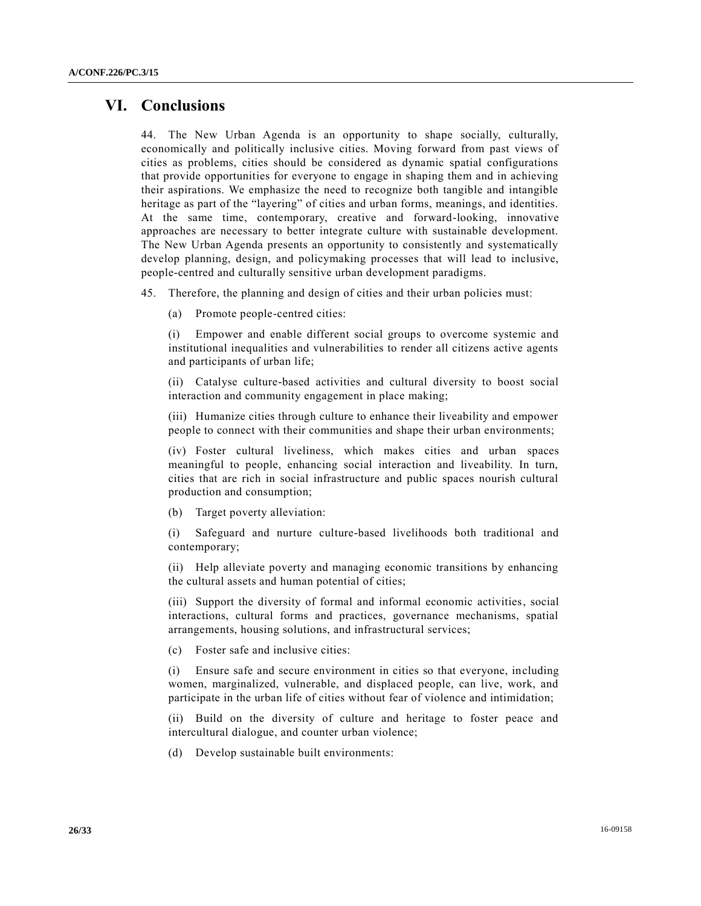## VI. Conclusions

44. The New Urban Agenda is an opportunity to shape socially, culturally, economically and politically inclusive cities. Moving forward from past views of cities as problems, cities should be considered as dynamic spatial configurations that provide opportunities for everyone to engage in shaping them and in achieving their aspirations. We emphasize the need to recognize both tangible and intangible heritage as part of the "layering" of cities and urban forms, meanings, and identities. At the same time, contemporary, creative and forward-looking, innovative approaches are necessary to better integrate culture with sustainable development. The New Urban Agenda presents an opportunity to consistently and systematically develop planning, design, and policymaking processes that will lead to inclusive, people-centred and culturally sensitive urban development paradigms.

45. Therefore, the planning and design of cities and their urban policies must:

(a) Promote people-centred cities:

(i) Empower and enable different social groups to overcome systemic and institutional inequalities and vulnerabilities to render all citizens active agents and participants of urban life;

(ii) Catalyse culture-based activities and cultural diversity to boost social interaction and community engagement in place making;

(iii) Humanize cities through culture to enhance their liveability and empower people to connect with their communities and shape their urban environments;

(iv) Foster cultural liveliness, which makes cities and urban spaces meaningful to people, enhancing social interaction and liveability. In turn, cities that are rich in social infrastructure and public spaces nourish cultural production and consumption;

(b) Target poverty alleviation:

(i) Safeguard and nurture culture-based livelihoods both traditional and contemporary;

(ii) Help alleviate poverty and managing economic transitions by enhancing the cultural assets and human potential of cities;

(iii) Support the diversity of formal and informal economic activities, social interactions, cultural forms and practices, governance mechanisms, spatial arrangements, housing solutions, and infrastructural services;

(c) Foster safe and inclusive cities:

(i) Ensure safe and secure environment in cities so that everyone, including women, marginalized, vulnerable, and displaced people, can live, work, and participate in the urban life of cities without fear of violence and intimidation;

(ii) Build on the diversity of culture and heritage to foster peace and intercultural dialogue, and counter urban violence;

(d) Develop sustainable built environments: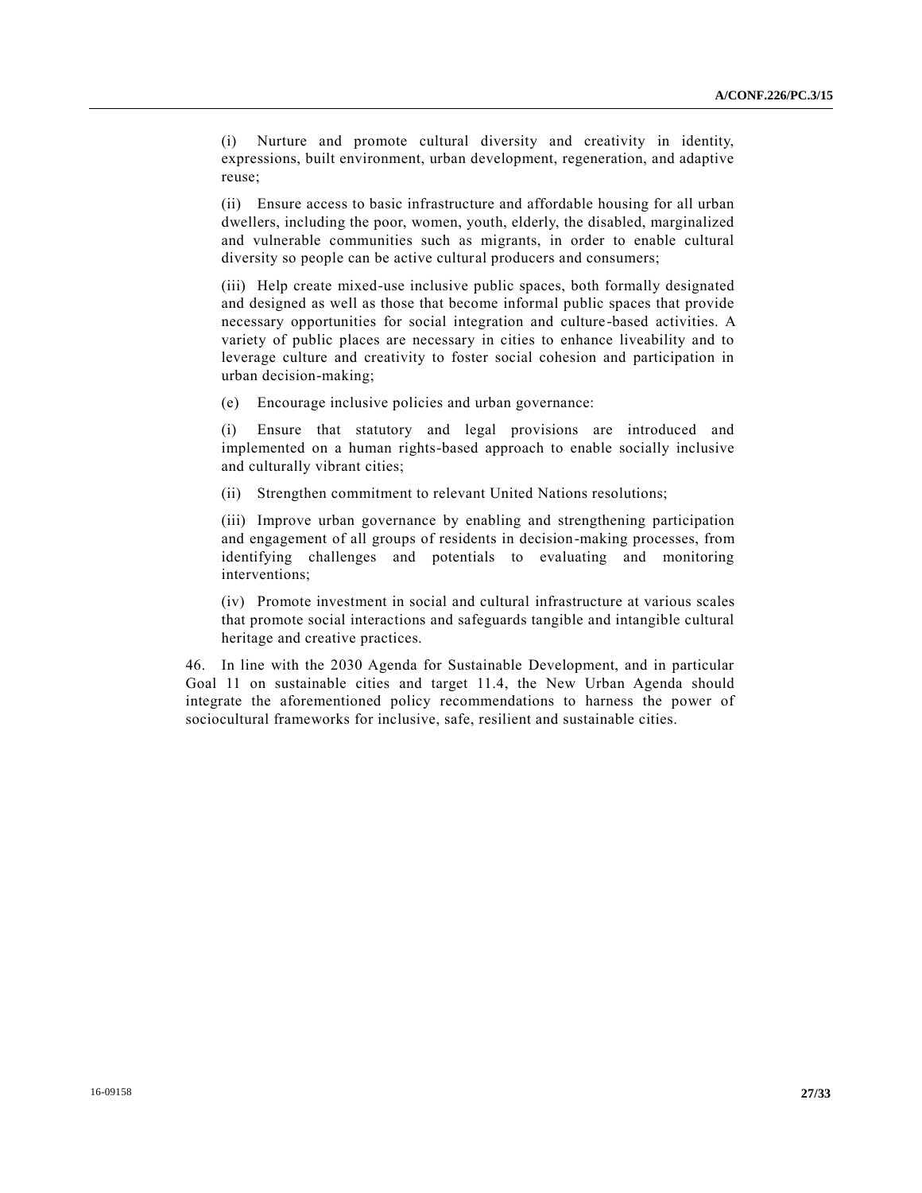(i) Nurture and promote cultural diversity and creativity in identity, expressions, built environment, urban development, regeneration, and adaptive reuse;

(ii) Ensure access to basic infrastructure and affordable housing for all urban dwellers, including the poor, women, youth, elderly, the disabled, marginalized and vulnerable communities such as migrants, in order to enable cultural diversity so people can be active cultural producers and consumers;

(iii) Help create mixed-use inclusive public spaces, both formally designated and designed as well as those that become informal public spaces that provide necessary opportunities for social integration and culture-based activities. A variety of public places are necessary in cities to enhance liveability and to leverage culture and creativity to foster social cohesion and participation in urban decision-making;

(e) Encourage inclusive policies and urban governance:

(i) Ensure that statutory and legal provisions are introduced and implemented on a human rights-based approach to enable socially inclusive and culturally vibrant cities;

(ii) Strengthen commitment to relevant United Nations resolutions;

(iii) Improve urban governance by enabling and strengthening participation and engagement of all groups of residents in decision-making processes, from identifying challenges and potentials to evaluating and monitoring interventions;

(iv) Promote investment in social and cultural infrastructure at various scales that promote social interactions and safeguards tangible and intangible cultural heritage and creative practices.

46. In line with the 2030 Agenda for Sustainable Development, and in particular Goal 11 on sustainable cities and target 11.4, the New Urban Agenda should integrate the aforementioned policy recommendations to harness the power of sociocultural frameworks for inclusive, safe, resilient and sustainable cities.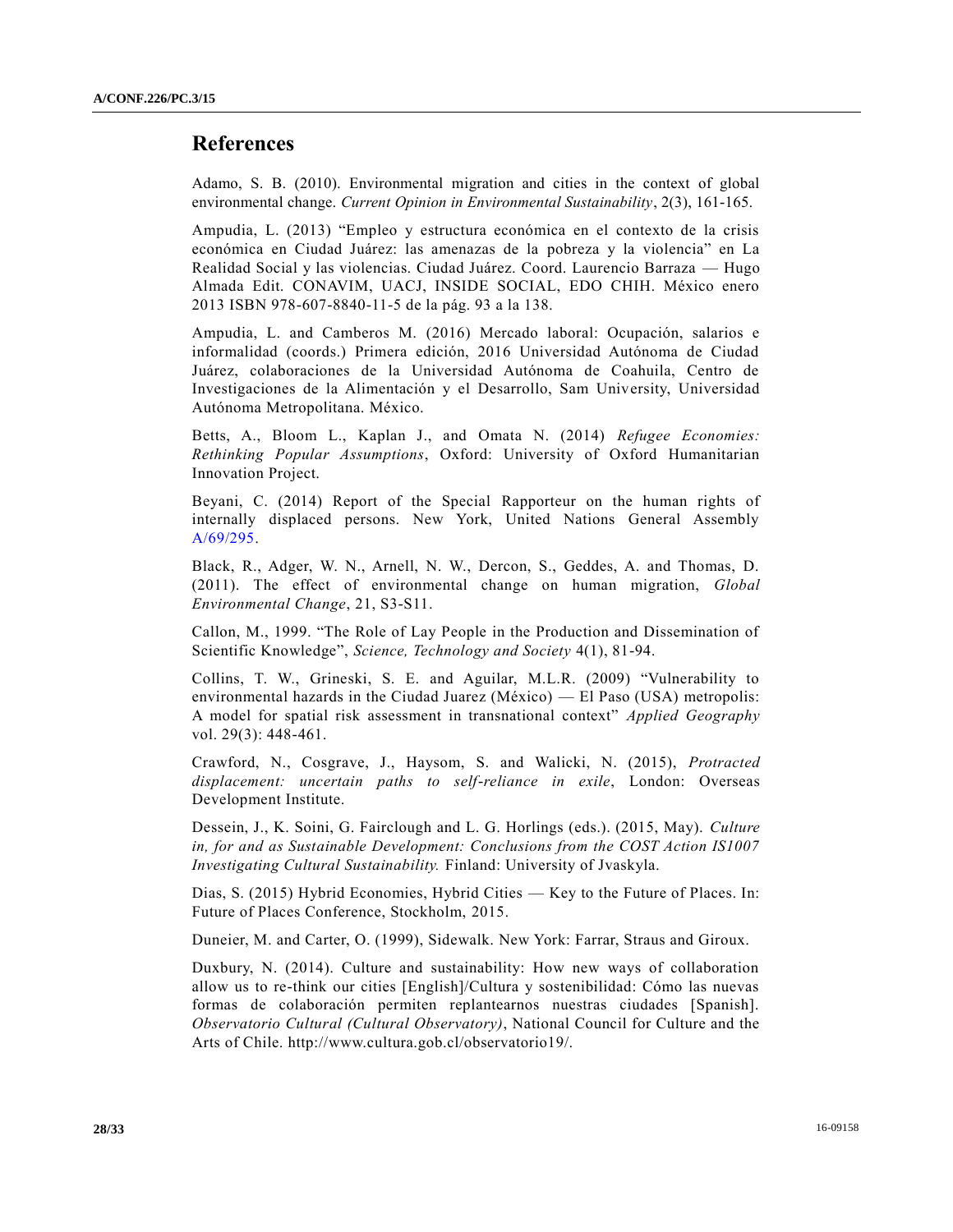## References

Adamo, S. B. (2010). Environmental migration and cities in the context of global environmental change. *Current Opinion in Environmental Sustainability*, 2(3), 161-165.

Ampudia, L. (2013) "Empleo y estructura económica en el contexto de la crisis económica en Ciudad Juárez: las amenazas de la pobreza y la violencia" en La Realidad Social y las violencias. Ciudad Juárez. Coord. Laurencio Barraza — Hugo Almada Edit. CONAVIM, UACJ, INSIDE SOCIAL, EDO CHIH. México enero 2013 ISBN 978-607-8840-11-5 de la pág. 93 a la 138.

Ampudia, L. and Camberos M. (2016) Mercado laboral: Ocupación, salarios e informalidad (coords.) Primera edición, 2016 Universidad Autónoma de Ciudad Juárez, colaboraciones de la Universidad Autónoma de Coahuila, Centro de Investigaciones de la Alimentación y el Desarrollo, Sam University, Universidad Autónoma Metropolitana. México.

Betts, A., Bloom L., Kaplan J., and Omata N. (2014) *Refugee Economies: Rethinking Popular Assumptions*, Oxford: University of Oxford Humanitarian Innovation Project.

Beyani, C. (2014) Report of the Special Rapporteur on the human rights of internally displaced persons. New York, United Nations General Assembly A/69/295.

Black, R., Adger, W. N., Arnell, N. W., Dercon, S., Geddes, A. and Thomas, D. (2011). The effect of environmental change on human migration, *Global Environmental Change*, 21, S3-S11.

Callon, M., 1999. "The Role of Lay People in the Production and Dissemination of Scientific Knowledge", *Science, Technology and Society* 4(1), 81-94.

Collins, T. W., Grineski, S. E. and Aguilar, M.L.R. (2009) "Vulnerability to environmental hazards in the Ciudad Juarez (México) — El Paso (USA) metropolis: A model for spatial risk assessment in transnational context" *Applied Geography* vol. 29(3): 448-461.

Crawford, N., Cosgrave, J., Haysom, S. and Walicki, N. (2015), *Protracted displacement: uncertain paths to self-reliance in exile*, London: Overseas Development Institute.

Dessein, J., K. Soini, G. Fairclough and L. G. Horlings (eds.). (2015, May). *Culture in, for and as Sustainable Development: Conclusions from the COST Action IS1007 Investigating Cultural Sustainability.* Finland: University of Jvaskyla.

Dias, S. (2015) Hybrid Economies, Hybrid Cities — Key to the Future of Places. In: Future of Places Conference, Stockholm, 2015.

Duneier, M. and Carter, O. (1999), Sidewalk. New York: Farrar, Straus and Giroux.

Duxbury, N. (2014). Culture and sustainability: How new ways of collaboration allow us to re-think our cities [English]/Cultura y sostenibilidad: Cómo las nuevas formas de colaboración permiten replantearnos nuestras ciudades [Spanish]. *Observatorio Cultural (Cultural Observatory)*, National Council for Culture and the Arts of Chile. http://www.cultura.gob.cl/observatorio19/.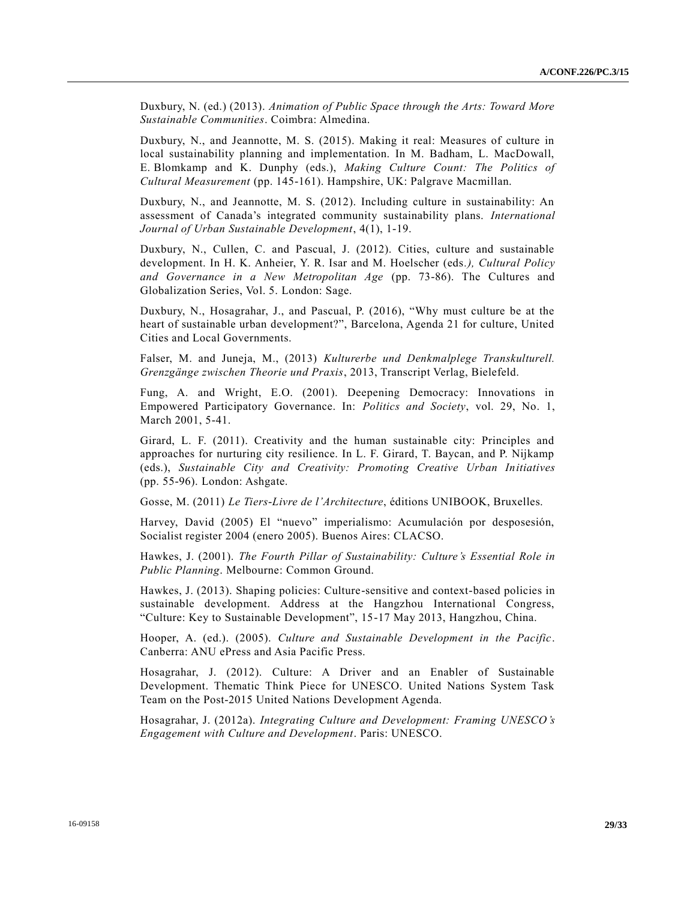Duxbury, N. (ed.) (2013). *Animation of Public Space through the Arts: Toward More Sustainable Communities*. Coimbra: Almedina.

Duxbury, N., and Jeannotte, M. S. (2015). Making it real: Measures of culture in local sustainability planning and implementation. In M. Badham, L. MacDowall, E. Blomkamp and K. Dunphy (eds.), *Making Culture Count: The Politics of Cultural Measurement* (pp. 145-161). Hampshire, UK: Palgrave Macmillan.

Duxbury, N., and Jeannotte, M. S. (2012). Including culture in sustainability: An assessment of Canada's integrated community sustainability plans. *International Journal of Urban Sustainable Development*, 4(1), 1-19.

Duxbury, N., Cullen, C. and Pascual, J. (2012). Cities, culture and sustainable development. In H. K. Anheier, Y. R. Isar and M. Hoelscher (eds*.), Cultural Policy and Governance in a New Metropolitan Age* (pp. 73-86). The Cultures and Globalization Series, Vol. 5. London: Sage.

Duxbury, N., Hosagrahar, J., and Pascual, P. (2016), "Why must culture be at the heart of sustainable urban development?", Barcelona, Agenda 21 for culture, United Cities and Local Governments.

Falser, M. and Juneja, M., (2013) *Kulturerbe und Denkmalplege Transkulturell. Grenzgänge zwischen Theorie und Praxis*, 2013, Transcript Verlag, Bielefeld.

Fung, A. and Wright, E.O. (2001). Deepening Democracy: Innovations in Empowered Participatory Governance. In: *Politics and Society*, vol. 29, No. 1, March 2001, 5-41.

Girard, L. F. (2011). Creativity and the human sustainable city: Principles and approaches for nurturing city resilience. In L. F. Girard, T. Baycan, and P. Nijkamp (eds.), *Sustainable City and Creativity: Promoting Creative Urban Initiatives* (pp. 55-96). London: Ashgate.

Gosse, M. (2011) *Le Tiers-Livre de l'Architecture*, éditions UNIBOOK, Bruxelles.

Harvey, David (2005) El "nuevo" imperialismo: Acumulación por desposesión, Socialist register 2004 (enero 2005). Buenos Aires: CLACSO.

Hawkes, J. (2001). *The Fourth Pillar of Sustainability: Culture's Essential Role in Public Planning*. Melbourne: Common Ground.

Hawkes, J. (2013). Shaping policies: Culture-sensitive and context-based policies in sustainable development. Address at the Hangzhou International Congress, "Culture: Key to Sustainable Development", 15-17 May 2013, Hangzhou, China.

Hooper, A. (ed.). (2005). *Culture and Sustainable Development in the Pacific*. Canberra: ANU ePress and Asia Pacific Press.

Hosagrahar, J. (2012). Culture: A Driver and an Enabler of Sustainable Development. Thematic Think Piece for UNESCO. United Nations System Task Team on the Post-2015 United Nations Development Agenda.

Hosagrahar, J. (2012a). *Integrating Culture and Development: Framing UNESCO's Engagement with Culture and Development*. Paris: UNESCO.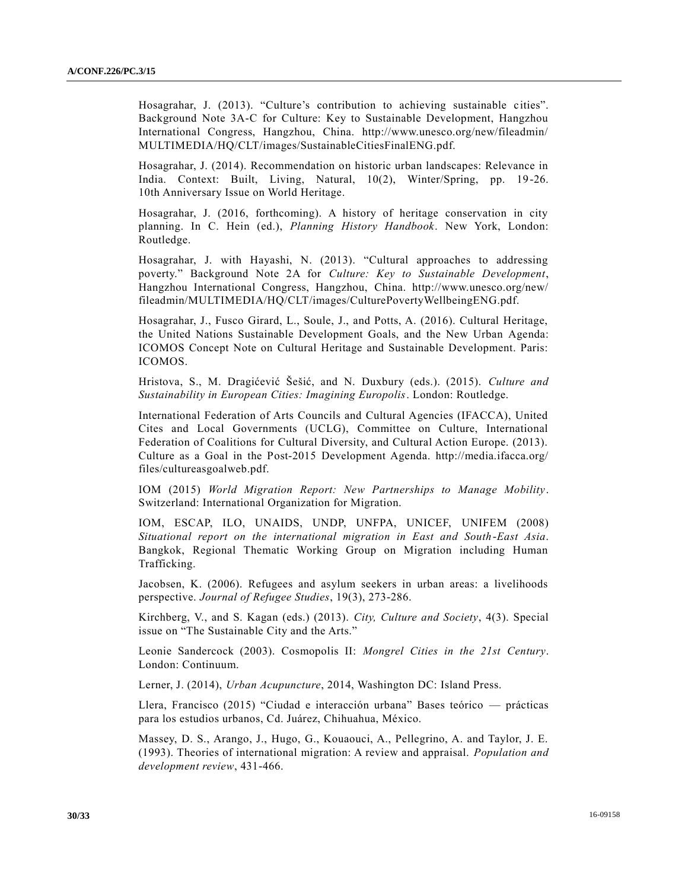Hosagrahar, J. (2013). "Culture's contribution to achieving sustainable cities". Background Note 3A-C for Culture: Key to Sustainable Development, Hangzhou International Congress, Hangzhou, China. http://www.unesco.org/new/fileadmin/MULTIMEDIA/HQ/CLT/images/SustainableCitiesFinalENG.pdf.

Hosagrahar, J. (2014). Recommendation on historic urban landscapes: Relevance in India. Context: Built, Living, Natural, 10(2), Winter/Spring, pp. 19-26. 10th Anniversary Issue on World Heritage.

Hosagrahar, J. (2016, forthcoming). A history of heritage conservation in city planning. In C. Hein (ed.), *Planning History Handbook*. New York, London: Routledge.

Hosagrahar, J. with Hayashi, N. (2013). "Cultural approaches to addressing poverty." Background Note 2A for *Culture: Key to Sustainable Development*, Hangzhou International Congress, Hangzhou, China. http://www.unesco.org/new/fileadmin/MULTIMEDIA/HQ/CLT/images/CulturePovertyWellbeingENG.pdf.

Hosagrahar, J., Fusco Girard, L., Soule, J., and Potts, A. (2016). Cultural Heritage, the United Nations Sustainable Development Goals, and the New Urban Agenda: ICOMOS Concept Note on Cultural Heritage and Sustainable Development. Paris: ICOMOS.

Hristova, S., M. Dragićević Šešić, and N. Duxbury (eds.). (2015). *Culture and Sustainability in European Cities: Imagining Europolis*. London: Routledge.

International Federation of Arts Councils and Cultural Agencies (IFACCA), United Cites and Local Governments (UCLG), Committee on Culture, International Federation of Coalitions for Cultural Diversity, and Cultural Action Europe. (2013). Culture as a Goal in the Post-2015 Development Agenda. http://media.ifacca.org/files/cultureasgoalweb.pdf.

IOM (2015) *World Migration Report: New Partnerships to Manage Mobility*. Switzerland: International Organization for Migration.

IOM, ESCAP, ILO, UNAIDS, UNDP, UNFPA, UNICEF, UNIFEM (2008) *Situational report on the international migration in East and South-East Asia*. Bangkok, Regional Thematic Working Group on Migration including Human Trafficking.

Jacobsen, K. (2006). Refugees and asylum seekers in urban areas: a livelihoods perspective. *Journal of Refugee Studies*, 19(3), 273-286.

Kirchberg, V., and S. Kagan (eds.) (2013). *City, Culture and Society*, 4(3). Special issue on "The Sustainable City and the Arts."

Leonie Sandercock (2003). Cosmopolis II: *Mongrel Cities in the 21st Century*. London: Continuum.

Lerner, J. (2014), *Urban Acupuncture*, 2014, Washington DC: Island Press.

Llera, Francisco (2015) "Ciudad e interacción urbana" Bases teórico — prácticas para los estudios urbanos, Cd. Juárez, Chihuahua, México.

Massey, D. S., Arango, J., Hugo, G., Kouaouci, A., Pellegrino, A. and Taylor, J. E. (1993). Theories of international migration: A review and appraisal. *Population and development review*, 431-466.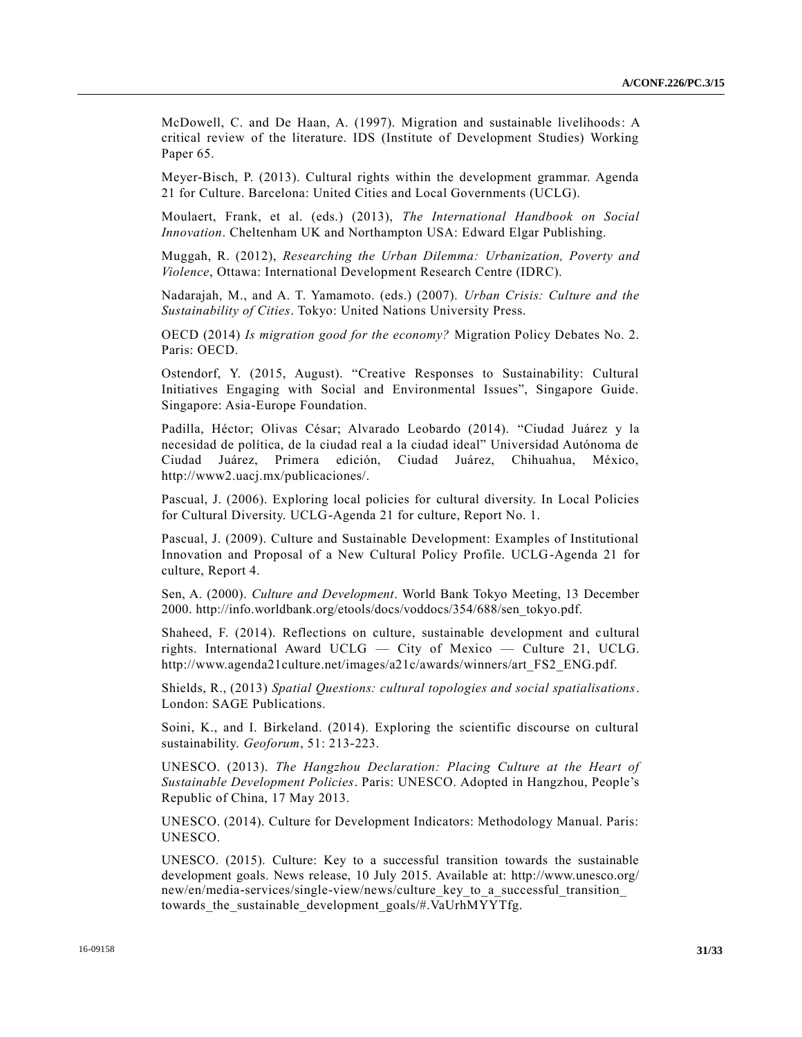McDowell, C. and De Haan, A. (1997). Migration and sustainable livelihoods: A critical review of the literature. IDS (Institute of Development Studies) Working Paper 65.

Meyer-Bisch, P. (2013). Cultural rights within the development grammar. Agenda 21 for Culture. Barcelona: United Cities and Local Governments (UCLG).

Moulaert, Frank, et al. (eds.) (2013), *The International Handbook on Social Innovation*. Cheltenham UK and Northampton USA: Edward Elgar Publishing.

Muggah, R. (2012), *Researching the Urban Dilemma: Urbanization, Poverty and Violence*, Ottawa: International Development Research Centre (IDRC).

Nadarajah, M., and A. T. Yamamoto. (eds.) (2007). *Urban Crisis: Culture and the Sustainability of Cities*. Tokyo: United Nations University Press.

OECD (2014) *Is migration good for the economy?* Migration Policy Debates No. 2. Paris: OECD.

Ostendorf, Y. (2015, August). "Creative Responses to Sustainability: Cultural Initiatives Engaging with Social and Environmental Issues", Singapore Guide. Singapore: Asia-Europe Foundation.

Padilla, Héctor; Olivas César; Alvarado Leobardo (2014). "Ciudad Juárez y la necesidad de política, de la ciudad real a la ciudad ideal" Universidad Autónoma de Ciudad Juárez, Primera edición, Ciudad Juárez, Chihuahua, México, http://www2.uacj.mx/publicaciones/.

Pascual, J. (2006). Exploring local policies for cultural diversity. In Local Policies for Cultural Diversity. UCLG-Agenda 21 for culture, Report No. 1.

Pascual, J. (2009). Culture and Sustainable Development: Examples of Institutional Innovation and Proposal of a New Cultural Policy Profile. UCLG-Agenda 21 for culture, Report 4.

Sen, A. (2000). *Culture and Development*. World Bank Tokyo Meeting, 13 December 2000. http://info.worldbank.org/etools/docs/voddocs/354/688/sen_tokyo.pdf.

Shaheed, F. (2014). Reflections on culture, sustainable development and cultural rights. International Award UCLG — City of Mexico — Culture 21, UCLG. http://www.agenda21culture.net/images/a21c/awards/winners/art_FS2_ENG.pdf.

Shields, R., (2013) *Spatial Questions: cultural topologies and social spatialisations*. London: SAGE Publications.

Soini, K., and I. Birkeland. (2014). Exploring the scientific discourse on cultural sustainability. *Geoforum*, 51: 213-223.

UNESCO. (2013). *The Hangzhou Declaration: Placing Culture at the Heart of Sustainable Development Policies*. Paris: UNESCO. Adopted in Hangzhou, People's Republic of China, 17 May 2013.

UNESCO. (2014). Culture for Development Indicators: Methodology Manual. Paris: UNESCO.

UNESCO. (2015). Culture: Key to a successful transition towards the sustainable development goals. News release, 10 July 2015. Available at: http://www.unesco.org/new/en/media-services/single-view/news/culture_key_to_a_successful_transition_towards_the_sustainable_development_goals/#.VaUrhMYYTfg.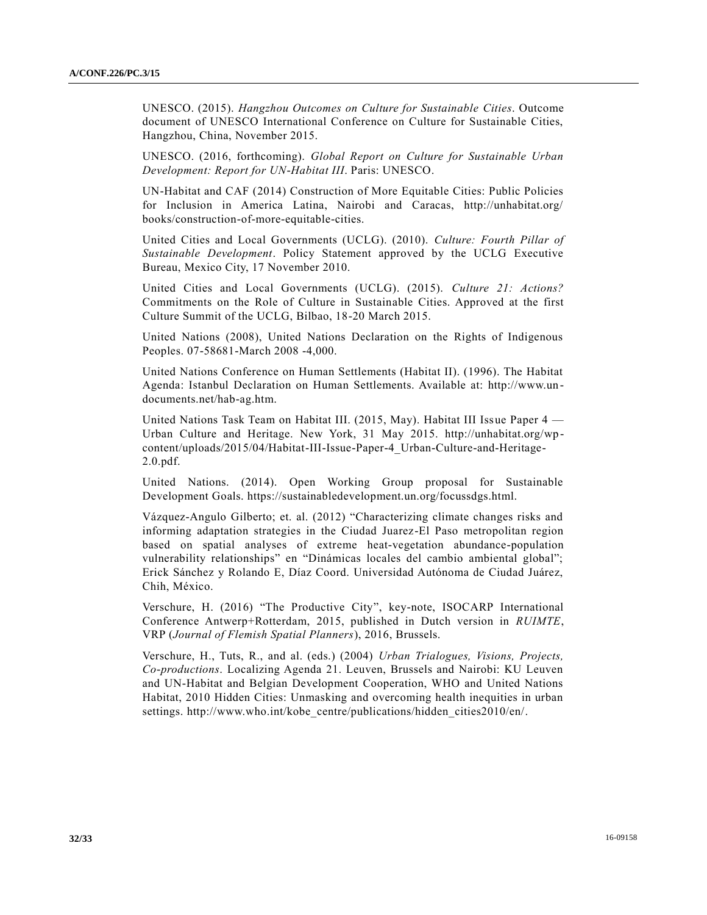UNESCO. (2015). *Hangzhou Outcomes on Culture for Sustainable Cities*. Outcome document of UNESCO International Conference on Culture for Sustainable Cities, Hangzhou, China, November 2015.

UNESCO. (2016, forthcoming). *Global Report on Culture for Sustainable Urban Development: Report for UN-Habitat III*. Paris: UNESCO.

UN-Habitat and CAF (2014) Construction of More Equitable Cities: Public Policies for Inclusion in America Latina, Nairobi and Caracas, http://unhabitat.org/books/construction-of-more-equitable-cities.

United Cities and Local Governments (UCLG). (2010). *Culture: Fourth Pillar of Sustainable Development*. Policy Statement approved by the UCLG Executive Bureau, Mexico City, 17 November 2010.

United Cities and Local Governments (UCLG). (2015). *Culture 21: Actions?* Commitments on the Role of Culture in Sustainable Cities. Approved at the first Culture Summit of the UCLG, Bilbao, 18-20 March 2015.

United Nations (2008), United Nations Declaration on the Rights of Indigenous Peoples. 07-58681-March 2008 -4,000.

United Nations Conference on Human Settlements (Habitat II). (1996). The Habitat Agenda: Istanbul Declaration on Human Settlements. Available at: http://www.un-documents.net/hab-ag.htm.

United Nations Task Team on Habitat III. (2015, May). Habitat III Issue Paper 4 — Urban Culture and Heritage. New York, 31 May 2015. http://unhabitat.org/wp-content/uploads/2015/04/Habitat-III-Issue-Paper-4_Urban-Culture-and-Heritage-2.0.pdf.

United Nations. (2014). Open Working Group proposal for Sustainable Development Goals. https://sustainabledevelopment.un.org/focussdgs.html.

Vázquez-Angulo Gilberto; et. al. (2012) "Characterizing climate changes risks and informing adaptation strategies in the Ciudad Juarez-El Paso metropolitan region based on spatial analyses of extreme heat-vegetation abundance-population vulnerability relationships" en "Dinámicas locales del cambio ambiental global"; Erick Sánchez y Rolando E, Díaz Coord. Universidad Autónoma de Ciudad Juárez, Chih, México.

Verschure, H. (2016) "The Productive City", key-note, ISOCARP International Conference Antwerp+Rotterdam, 2015, published in Dutch version in *RUIMTE*, VRP (*Journal of Flemish Spatial Planners*), 2016, Brussels.

Verschure, H., Tuts, R., and al. (eds.) (2004) *Urban Trialogues, Visions, Projects, Co-productions*. Localizing Agenda 21. Leuven, Brussels and Nairobi: KU Leuven and UN-Habitat and Belgian Development Cooperation, WHO and United Nations Habitat, 2010 Hidden Cities: Unmasking and overcoming health inequities in urban settings. http://www.who.int/kobe_centre/publications/hidden_cities2010/en/.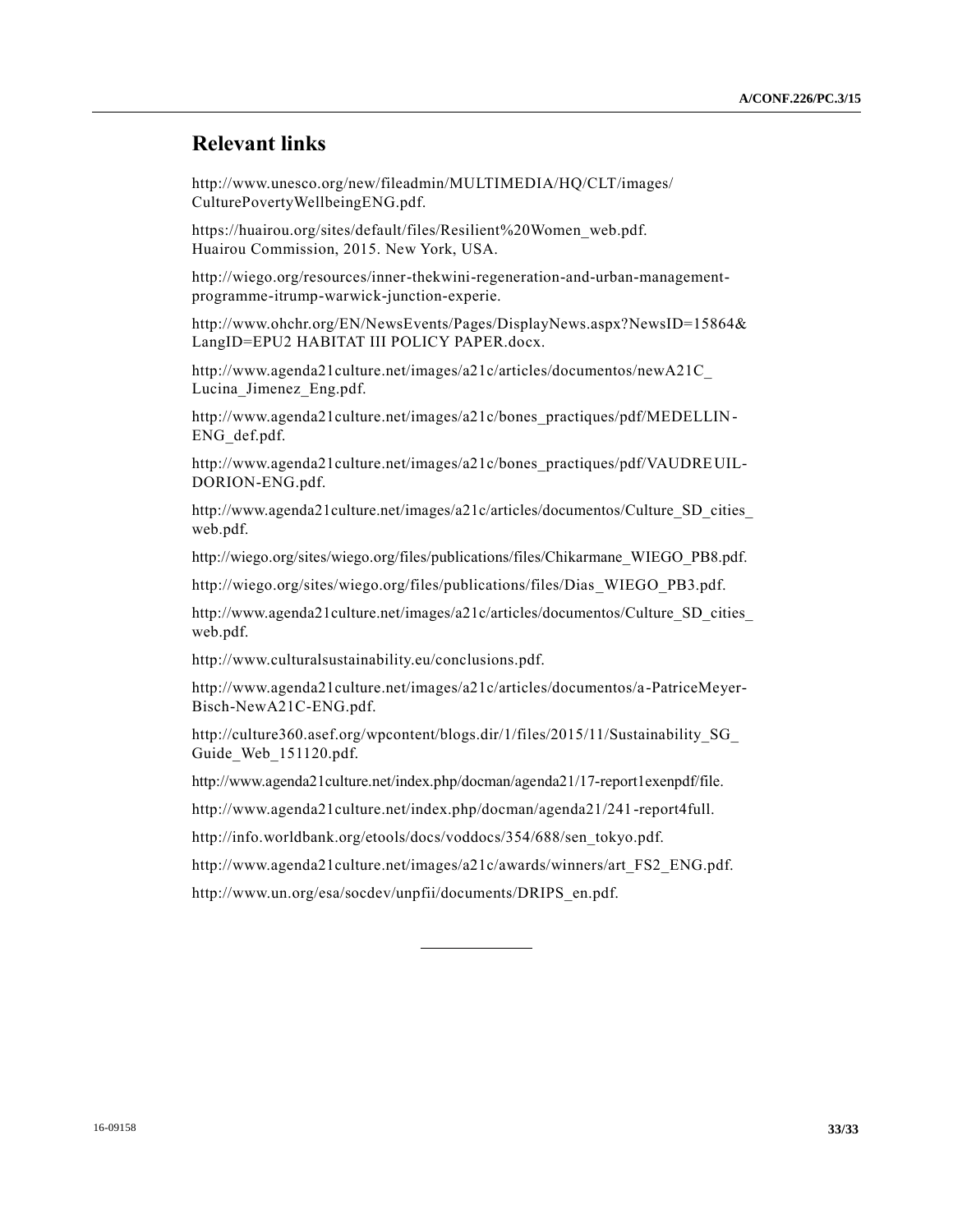## Relevant links

http://www.unesco.org/new/fileadmin/MULTIMEDIA/HQ/CLT/images/CulturePovertyWellbeingENG.pdf.

https://huairou.org/sites/default/files/Resilient%20Women_web.pdf. Huairou Commission, 2015. New York, USA.

http://wiego.org/resources/inner-thekwini-regeneration-and-urban-management-programme-itrump-warwick-junction-experie.

http://www.ohchr.org/EN/NewsEvents/Pages/DisplayNews.aspx?NewsID=15864&LangID=EPU2 HABITAT III POLICY PAPER.docx.

http://www.agenda21culture.net/images/a21c/articles/documentos/newA21C_Lucina_Jimenez_Eng.pdf.

http://www.agenda21culture.net/images/a21c/bones_practiques/pdf/MEDELLIN-ENG_def.pdf.

http://www.agenda21culture.net/images/a21c/bones_practiques/pdf/VAUDREUIL-DORION-ENG.pdf.

http://www.agenda21culture.net/images/a21c/articles/documentos/Culture_SD_cities_web.pdf.

http://wiego.org/sites/wiego.org/files/publications/files/Chikarmane_WIEGO_PB8.pdf.

http://wiego.org/sites/wiego.org/files/publications/files/Dias_WIEGO_PB3.pdf.

http://www.agenda21culture.net/images/a21c/articles/documentos/Culture_SD_cities_web.pdf.

http://www.culturalsustainability.eu/conclusions.pdf.

http://www.agenda21culture.net/images/a21c/articles/documentos/a-PatriceMeyer-Bisch-NewA21C-ENG.pdf.

http://culture360.asef.org/wpcontent/blogs.dir/1/files/2015/11/Sustainability_SG_Guide_Web_151120.pdf.

http://www.agenda21culture.net/index.php/docman/agenda21/17-report1exenpdf/file.

http://www.agenda21culture.net/index.php/docman/agenda21/241-report4full.

http://info.worldbank.org/etools/docs/voddocs/354/688/sen_tokyo.pdf.

http://www.agenda21culture.net/images/a21c/awards/winners/art_FS2_ENG.pdf.

http://www.un.org/esa/socdev/unpfii/documents/DRIPS_en.pdf.